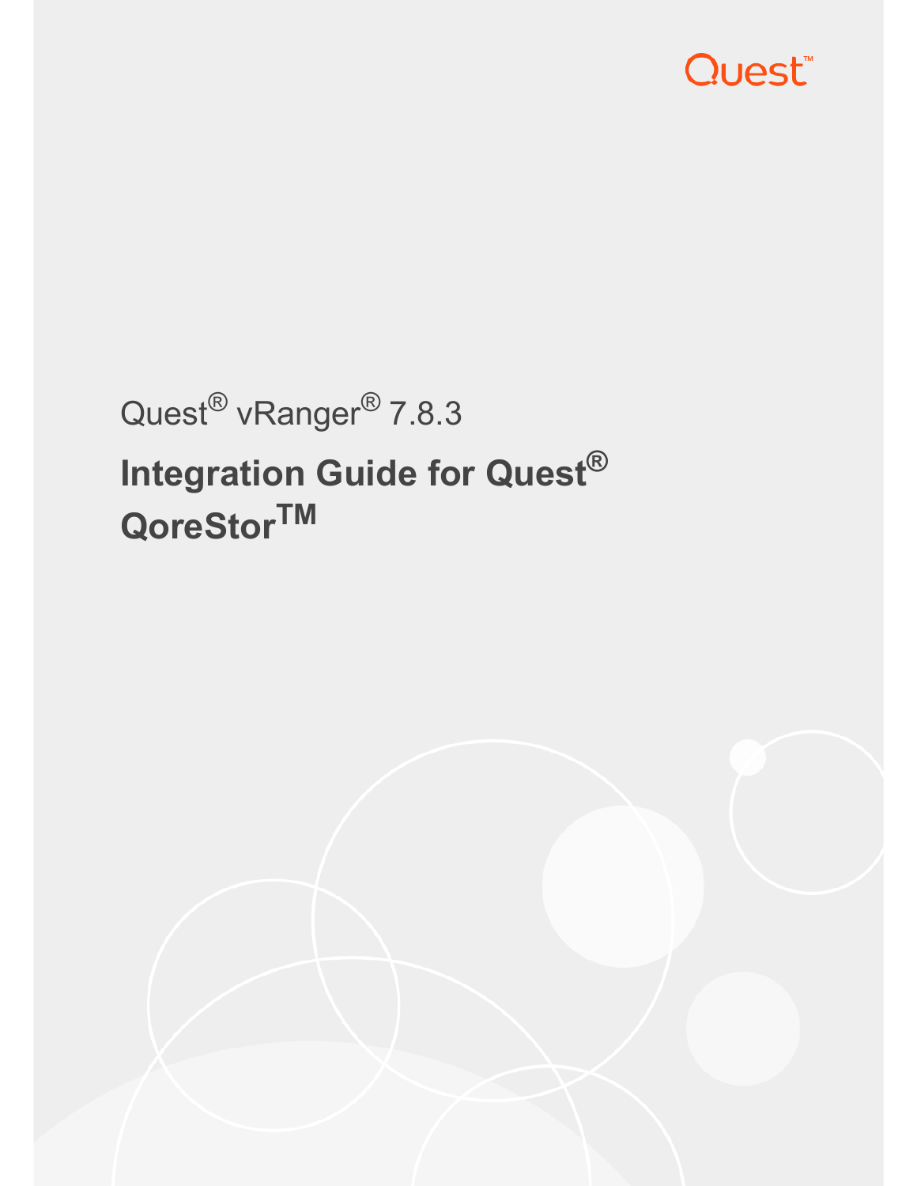Quest®

Quest® vRanger® 7.8.3

# Integration Guide for Quest® QoreStor™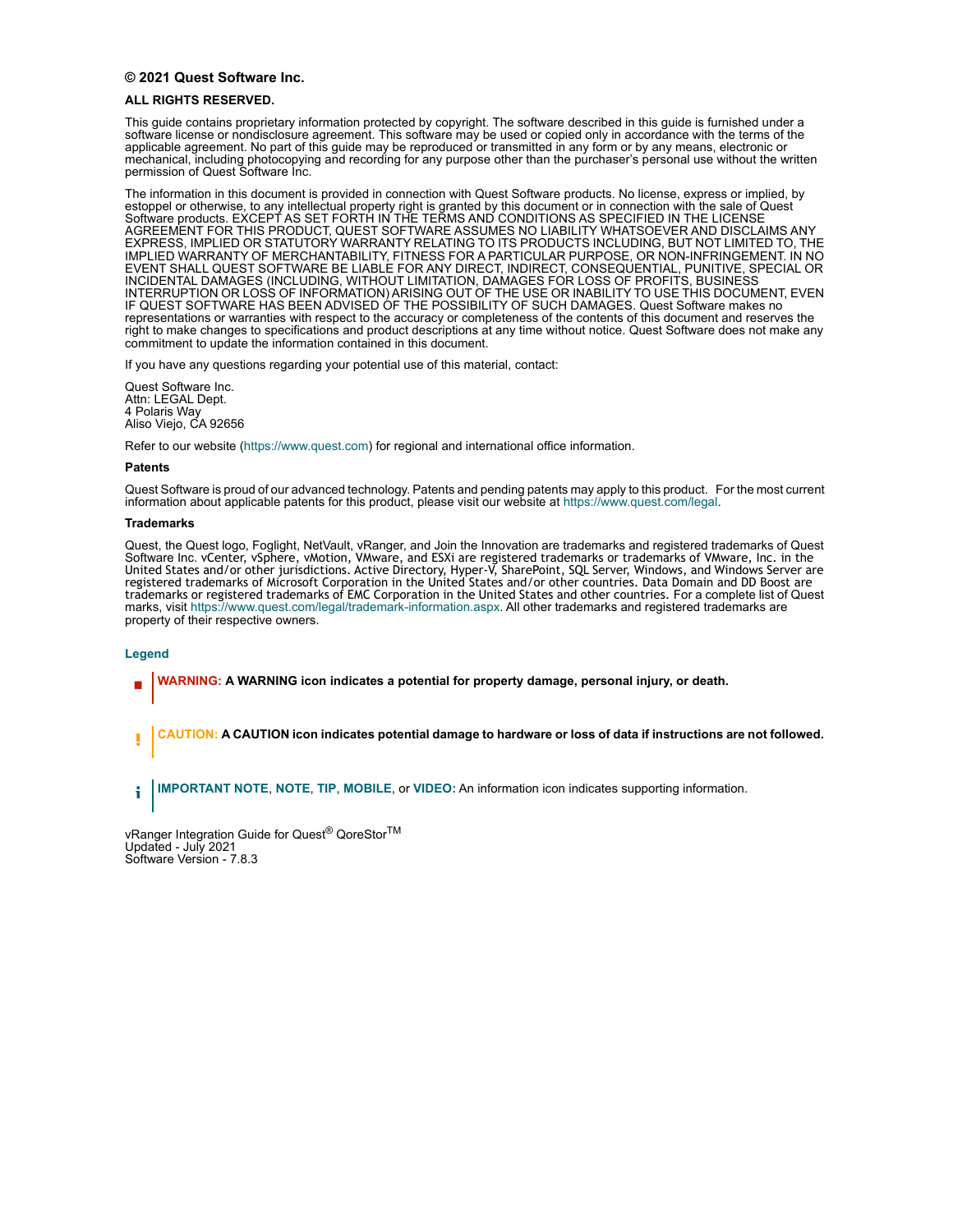**© 2021 Quest Software Inc.**

**ALL RIGHTS RESERVED.**

This guide contains proprietary information protected by copyright. The software described in this guide is furnished under a software license or nondisclosure agreement. This software may be used or copied only in accordance with the terms of the applicable agreement. No part of this guide may be reproduced or transmitted in any form or by any means, electronic or mechanical, including photocopying and recording for any purpose other than the purchaser's personal use without the written permission of Quest Software Inc.

The information in this document is provided in connection with Quest Software products. No license, express or implied, by estoppel or otherwise, to any intellectual property right is granted by this document or in connection with the sale of Quest Software products. EXCEPT AS SET FORTH IN THE TERMS AND CONDITIONS AS SPECIFIED IN THE LICENSE AGREEMENT FOR THIS PRODUCT, QUEST SOFTWARE ASSUMES NO LIABILITY WHATSOEVER AND DISCLAIMS ANY EXPRESS, IMPLIED OR STATUTORY WARRANTY RELATING TO ITS PRODUCTS INCLUDING, BUT NOT LIMITED TO, THE IMPLIED WARRANTY OF MERCHANTABILITY, FITNESS FOR A PARTICULAR PURPOSE, OR NON-INFRINGEMENT. IN NO EVENT SHALL QUEST SOFTWARE BE LIABLE FOR ANY DIRECT, INDIRECT, CONSEQUENTIAL, PUNITIVE, SPECIAL OR INCIDENTAL DAMAGES (INCLUDING, WITHOUT LIMITATION, DAMAGES FOR LOSS OF PROFITS, BUSINESS INTERRUPTION OR LOSS OF INFORMATION) ARISING OUT OF THE USE OR INABILITY TO USE THIS DOCUMENT, EVEN IF QUEST SOFTWARE HAS BEEN ADVISED OF THE POSSIBILITY OF SUCH DAMAGES. Quest Software makes no representations or warranties with respect to the accuracy or completeness of the contents of this document and reserves the right to make changes to specifications and product descriptions at any time without notice. Quest Software does not make any commitment to update the information contained in this document.

If you have any questions regarding your potential use of this material, contact:

Quest Software Inc.
Attn: LEGAL Dept.
4 Polaris Way
Aliso Viejo, CA 92656

Refer to our website (https://www.quest.com) for regional and international office information.

**Patents**

Quest Software is proud of our advanced technology. Patents and pending patents may apply to this product. For the most current information about applicable patents for this product, please visit our website at https://www.quest.com/legal.

**Trademarks**

Quest, the Quest logo, Foglight, NetVault, vRanger, and Join the Innovation are trademarks and registered trademarks of Quest Software Inc. vCenter, vSphere, vMotion, VMware, and ESXi are registered trademarks or trademarks of VMware, Inc. in the United States and/or other jurisdictions. Active Directory, Hyper-V, SharePoint, SQL Server, Windows, and Windows Server are registered trademarks of Microsoft Corporation in the United States and/or other countries. Data Domain and DD Boost are trademarks or registered trademarks of EMC Corporation in the United States and other countries. For a complete list of Quest marks, visit https://www.quest.com/legal/trademark-information.aspx. All other trademarks and registered trademarks are property of their respective owners.

## Legend

**WARNING: A WARNING icon indicates a potential for property damage, personal injury, or death.**

**CAUTION: A CAUTION icon indicates potential damage to hardware or loss of data if instructions are not followed.**

**IMPORTANT NOTE**, **NOTE**, **TIP**, **MOBILE**, or **VIDEO:** An information icon indicates supporting information.

vRanger Integration Guide for Quest® QoreStor™
Updated - July 2021
Software Version - 7.8.3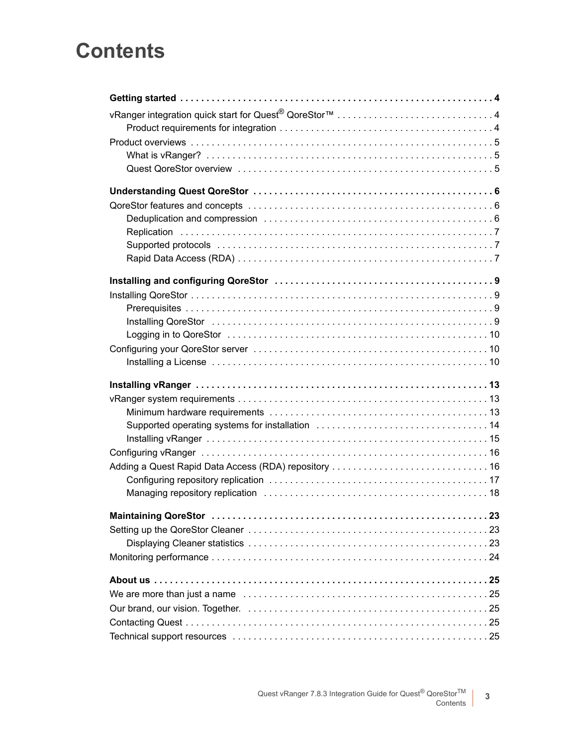# Contents

**Getting started** . . . . . . . . . . . . . . . . . . . . . . . . . . . . . . . . . . . . . . . . . . . . . . . . . . . . . . . . . . . . . . **4**

vRanger integration quick start for Quest® QoreStor™ . . . . . . . . . . . . . . . . . . . . . . . . . . . . . . 4

- Product requirements for integration . . . . . . . . . . . . . . . . . . . . . . . . . . . . . . . . . . . . . . . . . 4

Product overviews . . . . . . . . . . . . . . . . . . . . . . . . . . . . . . . . . . . . . . . . . . . . . . . . . . . . . . . . . . . 5

- What is vRanger? . . . . . . . . . . . . . . . . . . . . . . . . . . . . . . . . . . . . . . . . . . . . . . . . . . . . . . . . . 5
- Quest QoreStor overview . . . . . . . . . . . . . . . . . . . . . . . . . . . . . . . . . . . . . . . . . . . . . . . . . . . 5

**Understanding Quest QoreStor** . . . . . . . . . . . . . . . . . . . . . . . . . . . . . . . . . . . . . . . . . . . . . . **6**

QoreStor features and concepts . . . . . . . . . . . . . . . . . . . . . . . . . . . . . . . . . . . . . . . . . . . . . . . . 6

- Deduplication and compression . . . . . . . . . . . . . . . . . . . . . . . . . . . . . . . . . . . . . . . . . . . . . . 6
- Replication . . . . . . . . . . . . . . . . . . . . . . . . . . . . . . . . . . . . . . . . . . . . . . . . . . . . . . . . . . . . . . . 7
- Supported protocols . . . . . . . . . . . . . . . . . . . . . . . . . . . . . . . . . . . . . . . . . . . . . . . . . . . . . . . 7
- Rapid Data Access (RDA) . . . . . . . . . . . . . . . . . . . . . . . . . . . . . . . . . . . . . . . . . . . . . . . . . . . 7

**Installing and configuring QoreStor** . . . . . . . . . . . . . . . . . . . . . . . . . . . . . . . . . . . . . . . . . . **9**

Installing QoreStor . . . . . . . . . . . . . . . . . . . . . . . . . . . . . . . . . . . . . . . . . . . . . . . . . . . . . . . . . . . 9

- Prerequisites . . . . . . . . . . . . . . . . . . . . . . . . . . . . . . . . . . . . . . . . . . . . . . . . . . . . . . . . . . . . . 9
- Installing QoreStor . . . . . . . . . . . . . . . . . . . . . . . . . . . . . . . . . . . . . . . . . . . . . . . . . . . . . . . . 9
- Logging in to QoreStor . . . . . . . . . . . . . . . . . . . . . . . . . . . . . . . . . . . . . . . . . . . . . . . . . . . . 10

Configuring your QoreStor server . . . . . . . . . . . . . . . . . . . . . . . . . . . . . . . . . . . . . . . . . . . . . . 10

- Installing a License . . . . . . . . . . . . . . . . . . . . . . . . . . . . . . . . . . . . . . . . . . . . . . . . . . . . . . . 10

**Installing vRanger** . . . . . . . . . . . . . . . . . . . . . . . . . . . . . . . . . . . . . . . . . . . . . . . . . . . . . . . . **13**

vRanger system requirements . . . . . . . . . . . . . . . . . . . . . . . . . . . . . . . . . . . . . . . . . . . . . . . . . 13

- Minimum hardware requirements . . . . . . . . . . . . . . . . . . . . . . . . . . . . . . . . . . . . . . . . . . . . 13
- Supported operating systems for installation . . . . . . . . . . . . . . . . . . . . . . . . . . . . . . . . . . 14
- Installing vRanger . . . . . . . . . . . . . . . . . . . . . . . . . . . . . . . . . . . . . . . . . . . . . . . . . . . . . . . . 15

Configuring vRanger . . . . . . . . . . . . . . . . . . . . . . . . . . . . . . . . . . . . . . . . . . . . . . . . . . . . . . . . . 16

Adding a Quest Rapid Data Access (RDA) repository . . . . . . . . . . . . . . . . . . . . . . . . . . . . . . . 16

- Configuring repository replication . . . . . . . . . . . . . . . . . . . . . . . . . . . . . . . . . . . . . . . . . . . . 17
- Managing repository replication . . . . . . . . . . . . . . . . . . . . . . . . . . . . . . . . . . . . . . . . . . . . . 18

**Maintaining QoreStor** . . . . . . . . . . . . . . . . . . . . . . . . . . . . . . . . . . . . . . . . . . . . . . . . . . . . . **23**

Setting up the QoreStor Cleaner . . . . . . . . . . . . . . . . . . . . . . . . . . . . . . . . . . . . . . . . . . . . . . . . 23

- Displaying Cleaner statistics . . . . . . . . . . . . . . . . . . . . . . . . . . . . . . . . . . . . . . . . . . . . . . . . 23

Monitoring performance . . . . . . . . . . . . . . . . . . . . . . . . . . . . . . . . . . . . . . . . . . . . . . . . . . . . . . 24

**About us** . . . . . . . . . . . . . . . . . . . . . . . . . . . . . . . . . . . . . . . . . . . . . . . . . . . . . . . . . . . . . . . . **25**

We are more than just a name . . . . . . . . . . . . . . . . . . . . . . . . . . . . . . . . . . . . . . . . . . . . . . . . . 25

Our brand, our vision. Together. . . . . . . . . . . . . . . . . . . . . . . . . . . . . . . . . . . . . . . . . . . . . . . . . 25

Contacting Quest . . . . . . . . . . . . . . . . . . . . . . . . . . . . . . . . . . . . . . . . . . . . . . . . . . . . . . . . . . . 25

Technical support resources . . . . . . . . . . . . . . . . . . . . . . . . . . . . . . . . . . . . . . . . . . . . . . . . . . 25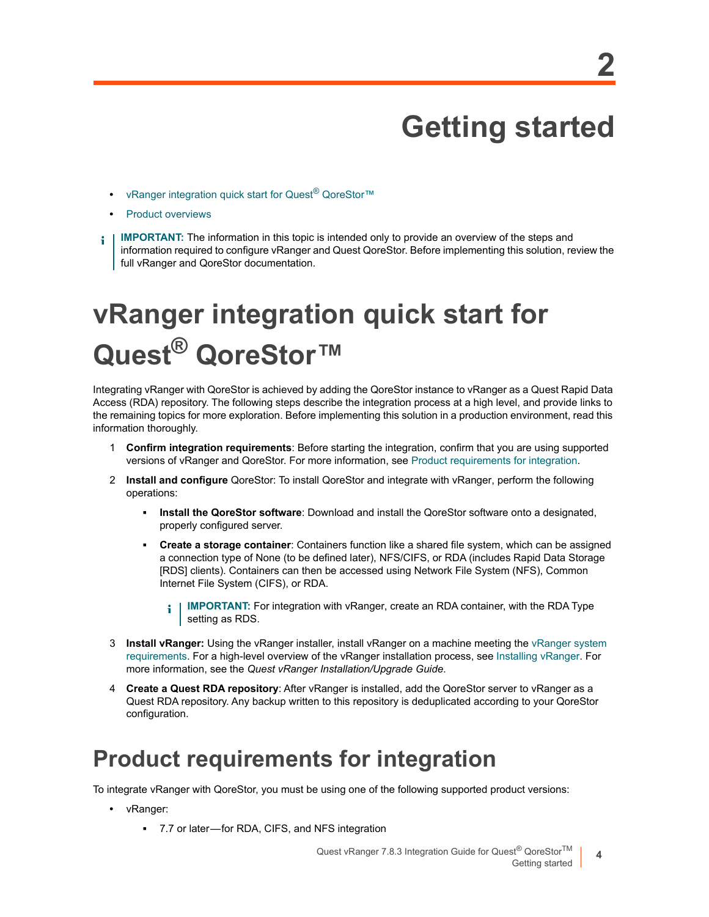# 2 Getting started

- vRanger integration quick start for Quest® QoreStor™
- Product overviews

**IMPORTANT:** The information in this topic is intended only to provide an overview of the steps and information required to configure vRanger and Quest QoreStor. Before implementing this solution, review the full vRanger and QoreStor documentation.

# vRanger integration quick start for Quest® QoreStor™

Integrating vRanger with QoreStor is achieved by adding the QoreStor instance to vRanger as a Quest Rapid Data Access (RDA) repository. The following steps describe the integration process at a high level, and provide links to the remaining topics for more exploration. Before implementing this solution in a production environment, read this information thoroughly.

1. **Confirm integration requirements**: Before starting the integration, confirm that you are using supported versions of vRanger and QoreStor. For more information, see Product requirements for integration.
2. **Install and configure** QoreStor: To install QoreStor and integrate with vRanger, perform the following operations:
   - **Install the QoreStor software**: Download and install the QoreStor software onto a designated, properly configured server.
   - **Create a storage container**: Containers function like a shared file system, which can be assigned a connection type of None (to be defined later), NFS/CIFS, or RDA (includes Rapid Data Storage [RDS] clients). Containers can then be accessed using Network File System (NFS), Common Internet File System (CIFS), or RDA.

     **IMPORTANT:** For integration with vRanger, create an RDA container, with the RDA Type setting as RDS.
3. **Install vRanger:** Using the vRanger installer, install vRanger on a machine meeting the vRanger system requirements. For a high-level overview of the vRanger installation process, see Installing vRanger. For more information, see the *Quest vRanger Installation/Upgrade Guide.*
4. **Create a Quest RDA repository**: After vRanger is installed, add the QoreStor server to vRanger as a Quest RDA repository. Any backup written to this repository is deduplicated according to your QoreStor configuration.

## Product requirements for integration

To integrate vRanger with QoreStor, you must be using one of the following supported product versions:

- vRanger:
  - 7.7 or later—for RDA, CIFS, and NFS integration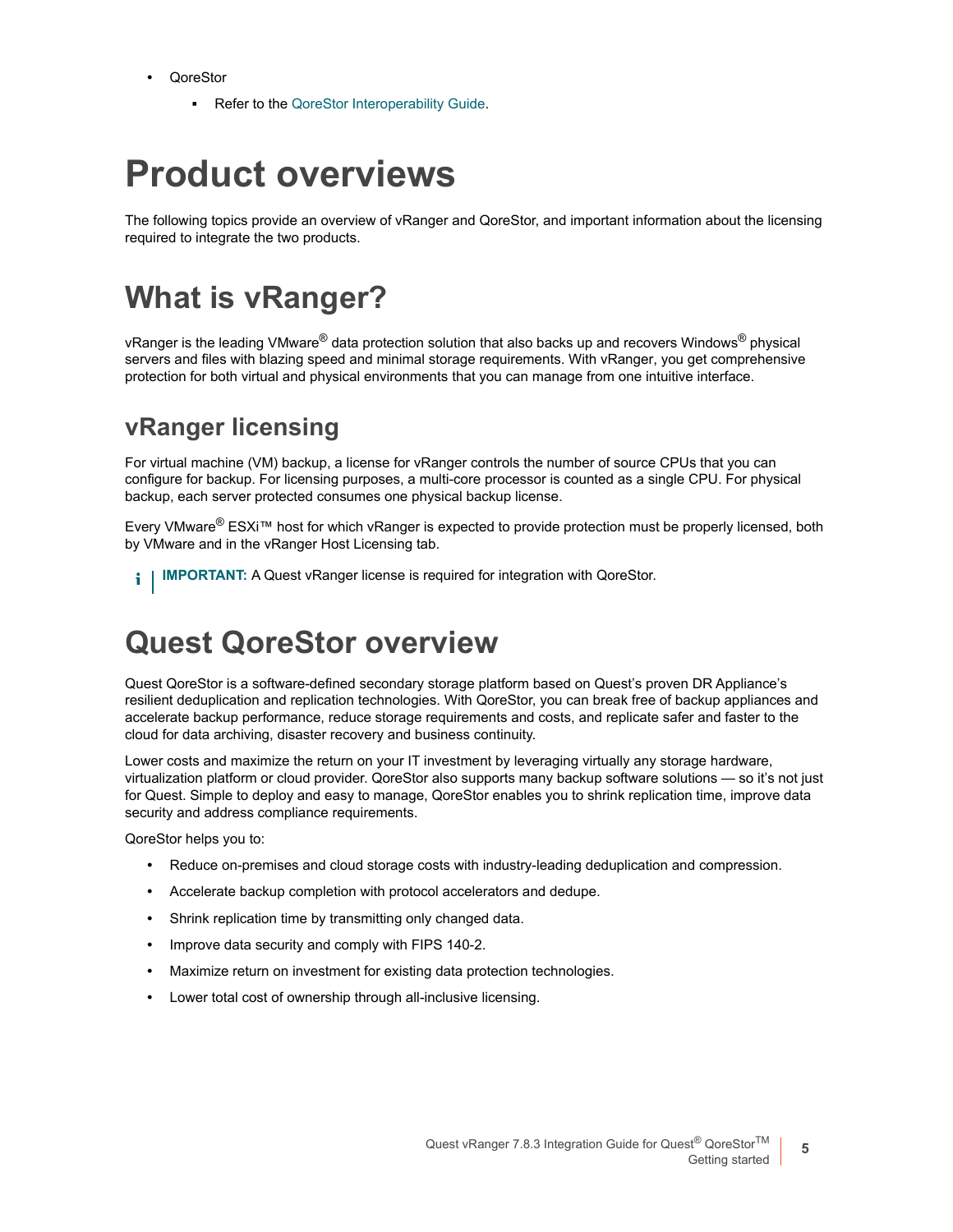- QoreStor
  - Refer to the QoreStor Interoperability Guide.

# Product overviews

The following topics provide an overview of vRanger and QoreStor, and important information about the licensing required to integrate the two products.

# What is vRanger?

vRanger is the leading VMware® data protection solution that also backs up and recovers Windows® physical servers and files with blazing speed and minimal storage requirements. With vRanger, you get comprehensive protection for both virtual and physical environments that you can manage from one intuitive interface.

## vRanger licensing

For virtual machine (VM) backup, a license for vRanger controls the number of source CPUs that you can configure for backup. For licensing purposes, a multi-core processor is counted as a single CPU. For physical backup, each server protected consumes one physical backup license.

Every VMware® ESXi™ host for which vRanger is expected to provide protection must be properly licensed, both by VMware and in the vRanger Host Licensing tab.

> **IMPORTANT:** A Quest vRanger license is required for integration with QoreStor.

# Quest QoreStor overview

Quest QoreStor is a software-defined secondary storage platform based on Quest's proven DR Appliance's resilient deduplication and replication technologies. With QoreStor, you can break free of backup appliances and accelerate backup performance, reduce storage requirements and costs, and replicate safer and faster to the cloud for data archiving, disaster recovery and business continuity.

Lower costs and maximize the return on your IT investment by leveraging virtually any storage hardware, virtualization platform or cloud provider. QoreStor also supports many backup software solutions — so it's not just for Quest. Simple to deploy and easy to manage, QoreStor enables you to shrink replication time, improve data security and address compliance requirements.

QoreStor helps you to:

- Reduce on-premises and cloud storage costs with industry-leading deduplication and compression.
- Accelerate backup completion with protocol accelerators and dedupe.
- Shrink replication time by transmitting only changed data.
- Improve data security and comply with FIPS 140-2.
- Maximize return on investment for existing data protection technologies.
- Lower total cost of ownership through all-inclusive licensing.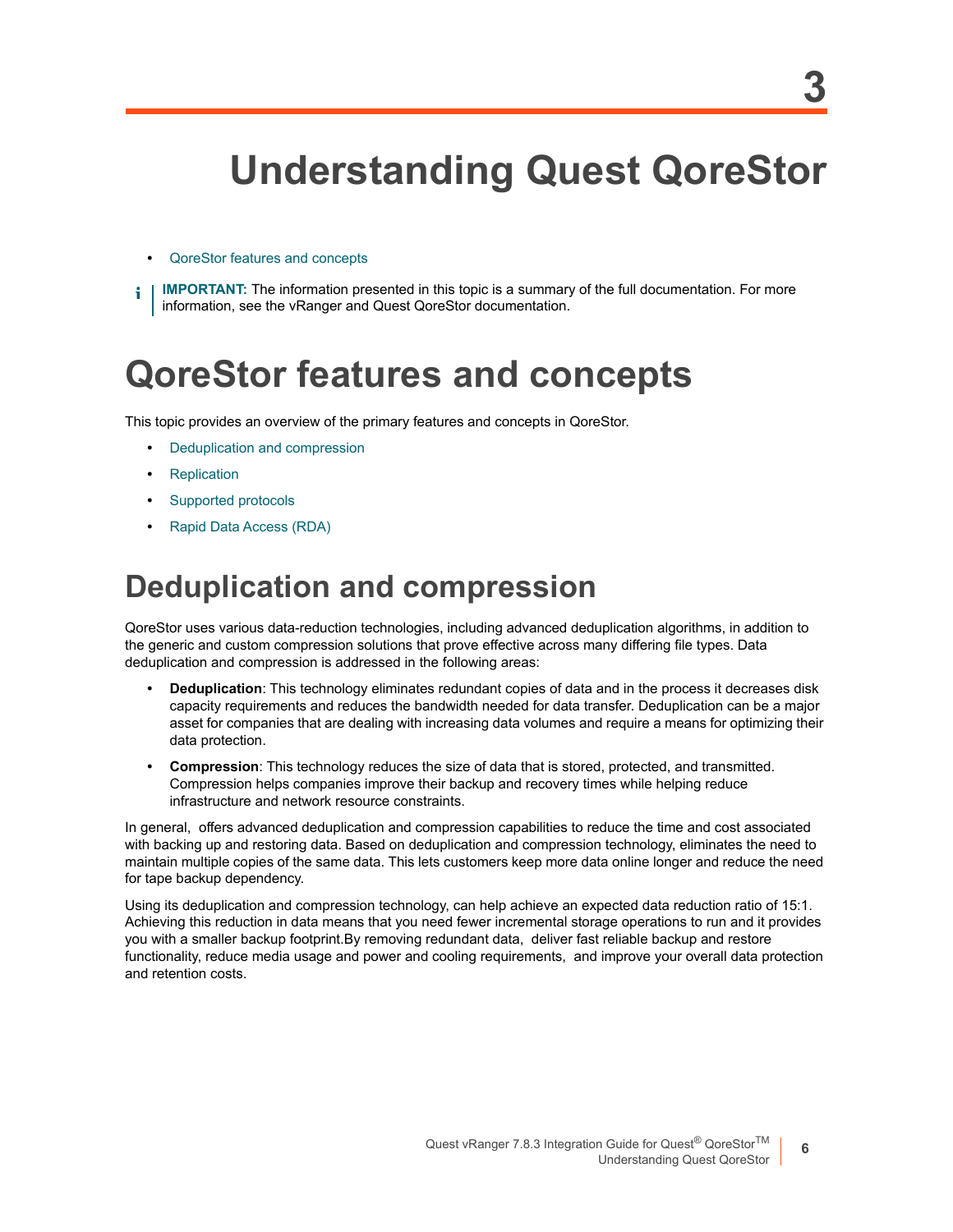# 3

# Understanding Quest QoreStor

- QoreStor features and concepts

**IMPORTANT:** The information presented in this topic is a summary of the full documentation. For more information, see the vRanger and Quest QoreStor documentation.

# QoreStor features and concepts

This topic provides an overview of the primary features and concepts in QoreStor.

- Deduplication and compression
- Replication
- Supported protocols
- Rapid Data Access (RDA)

## Deduplication and compression

QoreStor uses various data-reduction technologies, including advanced deduplication algorithms, in addition to the generic and custom compression solutions that prove effective across many differing file types. Data deduplication and compression is addressed in the following areas:

- **Deduplication**: This technology eliminates redundant copies of data and in the process it decreases disk capacity requirements and reduces the bandwidth needed for data transfer. Deduplication can be a major asset for companies that are dealing with increasing data volumes and require a means for optimizing their data protection.
- **Compression**: This technology reduces the size of data that is stored, protected, and transmitted. Compression helps companies improve their backup and recovery times while helping reduce infrastructure and network resource constraints.

In general,  offers advanced deduplication and compression capabilities to reduce the time and cost associated with backing up and restoring data. Based on deduplication and compression technology, eliminates the need to maintain multiple copies of the same data. This lets customers keep more data online longer and reduce the need for tape backup dependency.

Using its deduplication and compression technology, can help achieve an expected data reduction ratio of 15:1. Achieving this reduction in data means that you need fewer incremental storage operations to run and it provides you with a smaller backup footprint.By removing redundant data,  deliver fast reliable backup and restore functionality, reduce media usage and power and cooling requirements,  and improve your overall data protection and retention costs.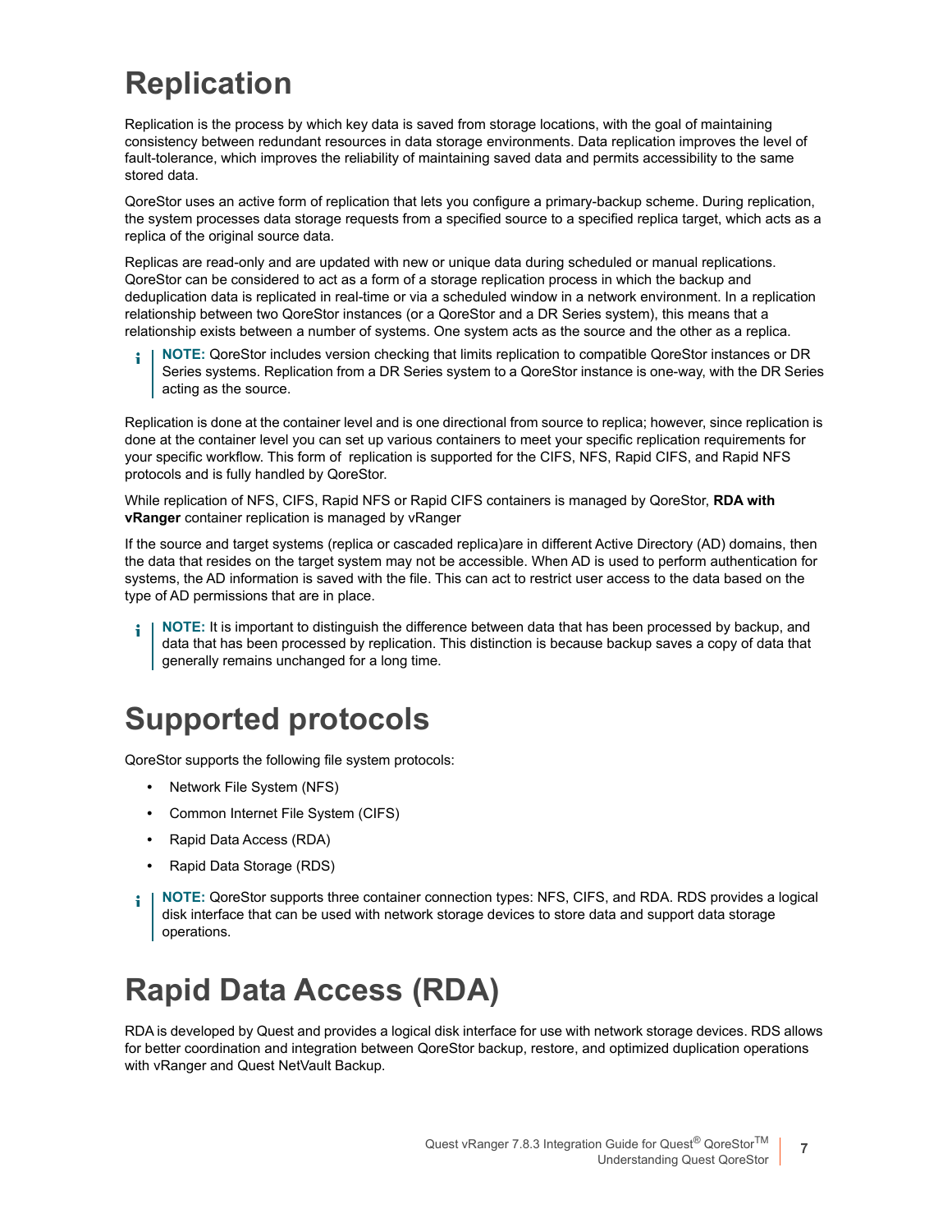# Replication

Replication is the process by which key data is saved from storage locations, with the goal of maintaining consistency between redundant resources in data storage environments. Data replication improves the level of fault-tolerance, which improves the reliability of maintaining saved data and permits accessibility to the same stored data.

QoreStor uses an active form of replication that lets you configure a primary-backup scheme. During replication, the system processes data storage requests from a specified source to a specified replica target, which acts as a replica of the original source data.

Replicas are read-only and are updated with new or unique data during scheduled or manual replications. QoreStor can be considered to act as a form of a storage replication process in which the backup and deduplication data is replicated in real-time or via a scheduled window in a network environment. In a replication relationship between two QoreStor instances (or a QoreStor and a DR Series system), this means that a relationship exists between a number of systems. One system acts as the source and the other as a replica.

> **NOTE:** QoreStor includes version checking that limits replication to compatible QoreStor instances or DR Series systems. Replication from a DR Series system to a QoreStor instance is one-way, with the DR Series acting as the source.

Replication is done at the container level and is one directional from source to replica; however, since replication is done at the container level you can set up various containers to meet your specific replication requirements for your specific workflow. This form of  replication is supported for the CIFS, NFS, Rapid CIFS, and Rapid NFS protocols and is fully handled by QoreStor.

While replication of NFS, CIFS, Rapid NFS or Rapid CIFS containers is managed by QoreStor, **RDA with vRanger** container replication is managed by vRanger

If the source and target systems (replica or cascaded replica)are in different Active Directory (AD) domains, then the data that resides on the target system may not be accessible. When AD is used to perform authentication for systems, the AD information is saved with the file. This can act to restrict user access to the data based on the type of AD permissions that are in place.

> **NOTE:** It is important to distinguish the difference between data that has been processed by backup, and data that has been processed by replication. This distinction is because backup saves a copy of data that generally remains unchanged for a long time.

# Supported protocols

QoreStor supports the following file system protocols:

- Network File System (NFS)
- Common Internet File System (CIFS)
- Rapid Data Access (RDA)
- Rapid Data Storage (RDS)

> **NOTE:** QoreStor supports three container connection types: NFS, CIFS, and RDA. RDS provides a logical disk interface that can be used with network storage devices to store data and support data storage operations.

# Rapid Data Access (RDA)

RDA is developed by Quest and provides a logical disk interface for use with network storage devices. RDS allows for better coordination and integration between QoreStor backup, restore, and optimized duplication operations with vRanger and Quest NetVault Backup.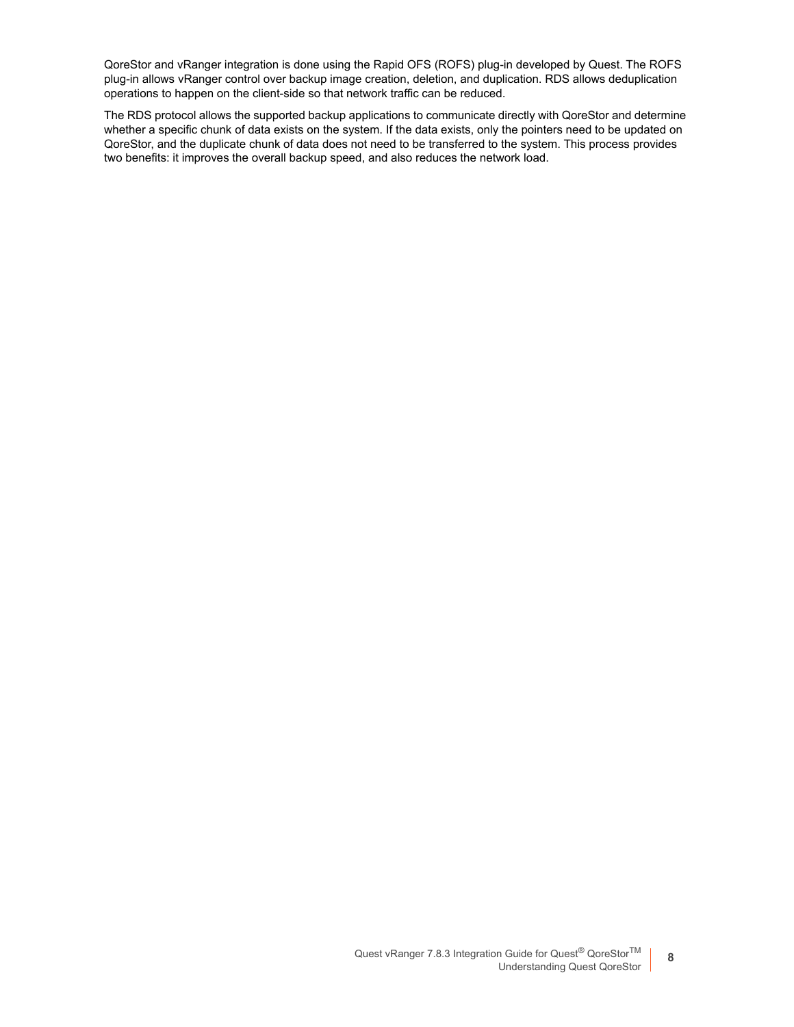QoreStor and vRanger integration is done using the Rapid OFS (ROFS) plug-in developed by Quest. The ROFS plug-in allows vRanger control over backup image creation, deletion, and duplication. RDS allows deduplication operations to happen on the client-side so that network traffic can be reduced.

The RDS protocol allows the supported backup applications to communicate directly with QoreStor and determine whether a specific chunk of data exists on the system. If the data exists, only the pointers need to be updated on QoreStor, and the duplicate chunk of data does not need to be transferred to the system. This process provides two benefits: it improves the overall backup speed, and also reduces the network load.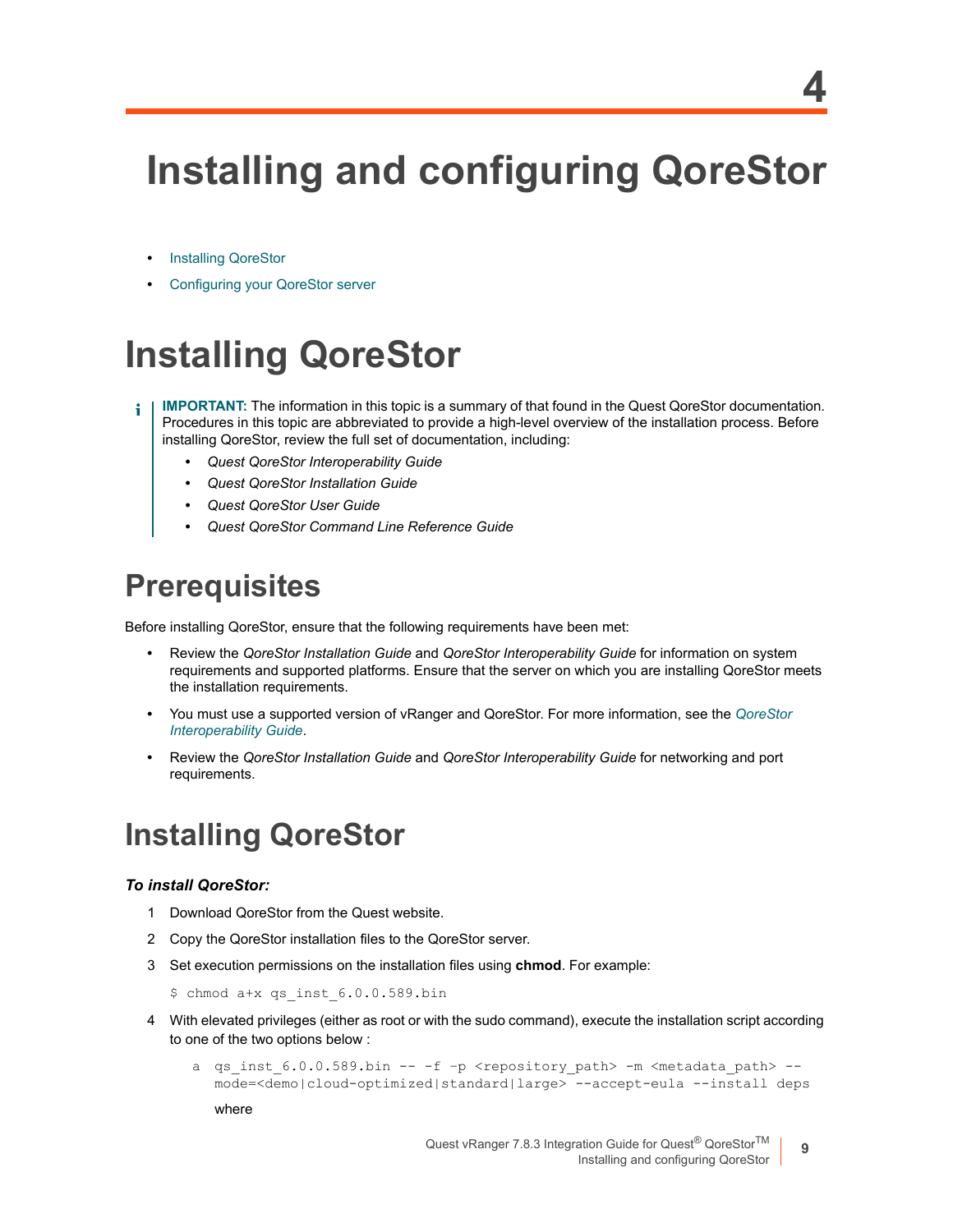# 4 Installing and configuring QoreStor

- Installing QoreStor
- Configuring your QoreStor server

## Installing QoreStor

> **IMPORTANT:** The information in this topic is a summary of that found in the Quest QoreStor documentation. Procedures in this topic are abbreviated to provide a high-level overview of the installation process. Before installing QoreStor, review the full set of documentation, including:
>
> - *Quest QoreStor Interoperability Guide*
> - *Quest QoreStor Installation Guide*
> - *Quest QoreStor User Guide*
> - *Quest QoreStor Command Line Reference Guide*

### Prerequisites

Before installing QoreStor, ensure that the following requirements have been met:

- Review the *QoreStor Installation Guide* and *QoreStor Interoperability Guide* for information on system requirements and supported platforms. Ensure that the server on which you are installing QoreStor meets the installation requirements.
- You must use a supported version of vRanger and QoreStor. For more information, see the *QoreStor Interoperability Guide*.
- Review the *QoreStor Installation Guide* and *QoreStor Interoperability Guide* for networking and port requirements.

### Installing QoreStor

***To install QoreStor:***

1. Download QoreStor from the Quest website.
2. Copy the QoreStor installation files to the QoreStor server.
3. Set execution permissions on the installation files using **chmod**. For example:

   ```
   $ chmod a+x qs_inst_6.0.0.589.bin
   ```

4. With elevated privileges (either as root or with the sudo command), execute the installation script according to one of the two options below :

   a. 
   ```
   qs_inst_6.0.0.589.bin -- -f -p <repository_path> -m <metadata_path> --
   mode=<demo|cloud-optimized|standard|large> --accept-eula --install deps
   ```

   where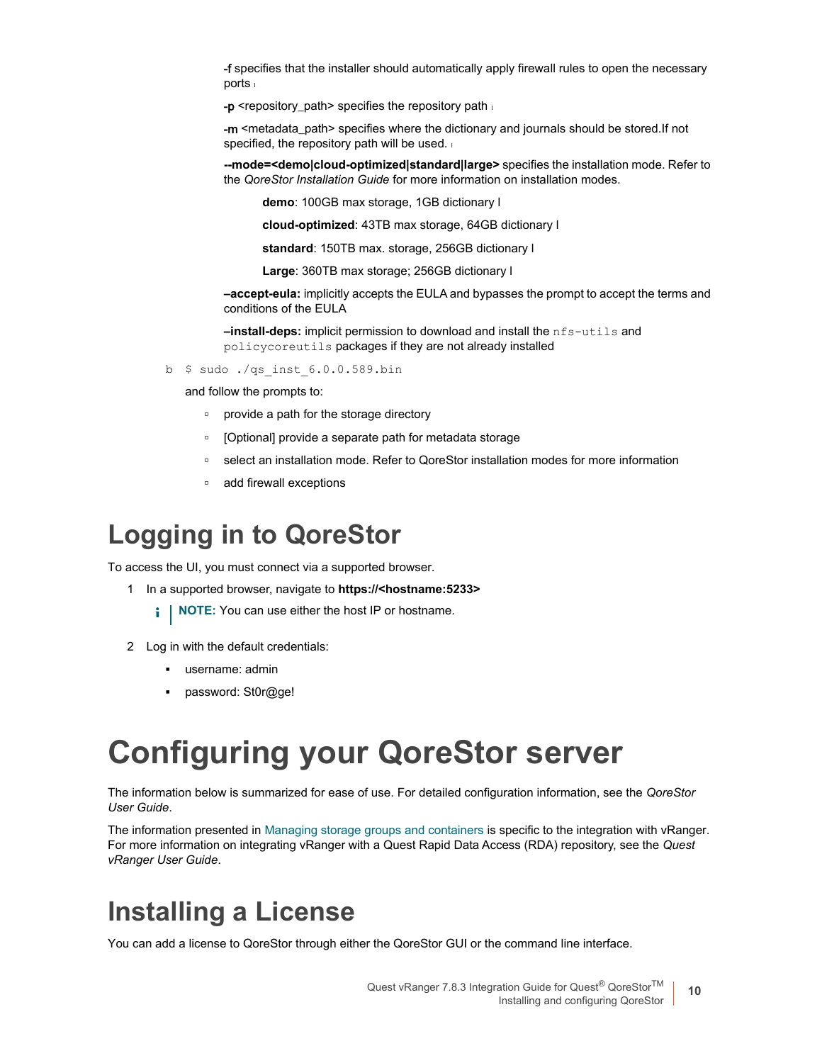**-f** specifies that the installer should automatically apply firewall rules to open the necessary ports l

**-p** <repository_path> specifies the repository path l

**-m** <metadata_path> specifies where the dictionary and journals should be stored.If not specified, the repository path will be used. l

**--mode=<demo|cloud-optimized|standard|large>** specifies the installation mode. Refer to the *QoreStor Installation Guide* for more information on installation modes.

**demo**: 100GB max storage, 1GB dictionary l

**cloud-optimized**: 43TB max storage, 64GB dictionary l

**standard**: 150TB max. storage, 256GB dictionary l

**Large**: 360TB max storage; 256GB dictionary l

**–accept-eula:** implicitly accepts the EULA and bypasses the prompt to accept the terms and conditions of the EULA

**–install-deps:** implicit permission to download and install the `nfs-utils` and `policycoreutils` packages if they are not already installed

b `$ sudo ./qs_inst_6.0.0.589.bin`

and follow the prompts to:

- provide a path for the storage directory
- [Optional] provide a separate path for metadata storage
- select an installation mode. Refer to QoreStor installation modes for more information
- add firewall exceptions

## Logging in to QoreStor

To access the UI, you must connect via a supported browser.

1. In a supported browser, navigate to **https://<hostname:5233>**

   **NOTE:** You can use either the host IP or hostname.

2. Log in with the default credentials:
   - username: admin
   - password: St0r@ge!

# Configuring your QoreStor server

The information below is summarized for ease of use. For detailed configuration information, see the *QoreStor User Guide*.

The information presented in Managing storage groups and containers is specific to the integration with vRanger. For more information on integrating vRanger with a Quest Rapid Data Access (RDA) repository, see the *Quest vRanger User Guide*.

## Installing a License

You can add a license to QoreStor through either the QoreStor GUI or the command line interface.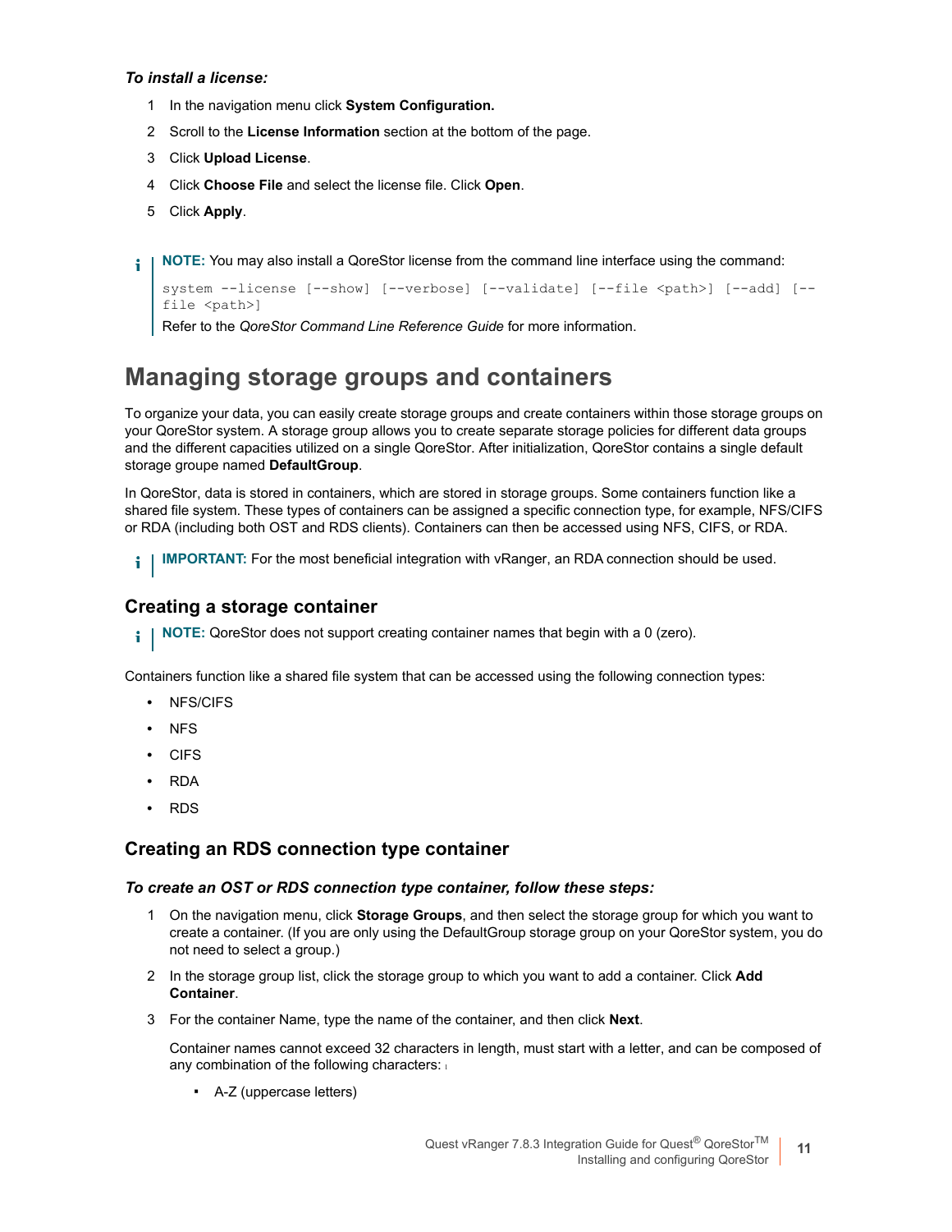***To install a license:***

1. In the navigation menu click **System Configuration.**
2. Scroll to the **License Information** section at the bottom of the page.
3. Click **Upload License**.
4. Click **Choose File** and select the license file. Click **Open**.
5. Click **Apply**.

> **NOTE:** You may also install a QoreStor license from the command line interface using the command:
>
> ```
> system --license [--show] [--verbose] [--validate] [--file <path>] [--add] [--file <path>]
> ```
>
> Refer to the *QoreStor Command Line Reference Guide* for more information.

# Managing storage groups and containers

To organize your data, you can easily create storage groups and create containers within those storage groups on your QoreStor system. A storage group allows you to create separate storage policies for different data groups and the different capacities utilized on a single QoreStor. After initialization, QoreStor contains a single default storage groupe named **DefaultGroup**.

In QoreStor, data is stored in containers, which are stored in storage groups. Some containers function like a shared file system. These types of containers can be assigned a specific connection type, for example, NFS/CIFS or RDA (including both OST and RDS clients). Containers can then be accessed using NFS, CIFS, or RDA.

> **IMPORTANT:** For the most beneficial integration with vRanger, an RDA connection should be used.

## Creating a storage container

> **NOTE:** QoreStor does not support creating container names that begin with a 0 (zero).

Containers function like a shared file system that can be accessed using the following connection types:

- NFS/CIFS
- NFS
- CIFS
- RDA
- RDS

## Creating an RDS connection type container

***To create an OST or RDS connection type container, follow these steps:***

1. On the navigation menu, click **Storage Groups**, and then select the storage group for which you want to create a container. (If you are only using the DefaultGroup storage group on your QoreStor system, you do not need to select a group.)
2. In the storage group list, click the storage group to which you want to add a container. Click **Add Container**.
3. For the container Name, type the name of the container, and then click **Next**.

   Container names cannot exceed 32 characters in length, must start with a letter, and can be composed of any combination of the following characters:

   - A-Z (uppercase letters)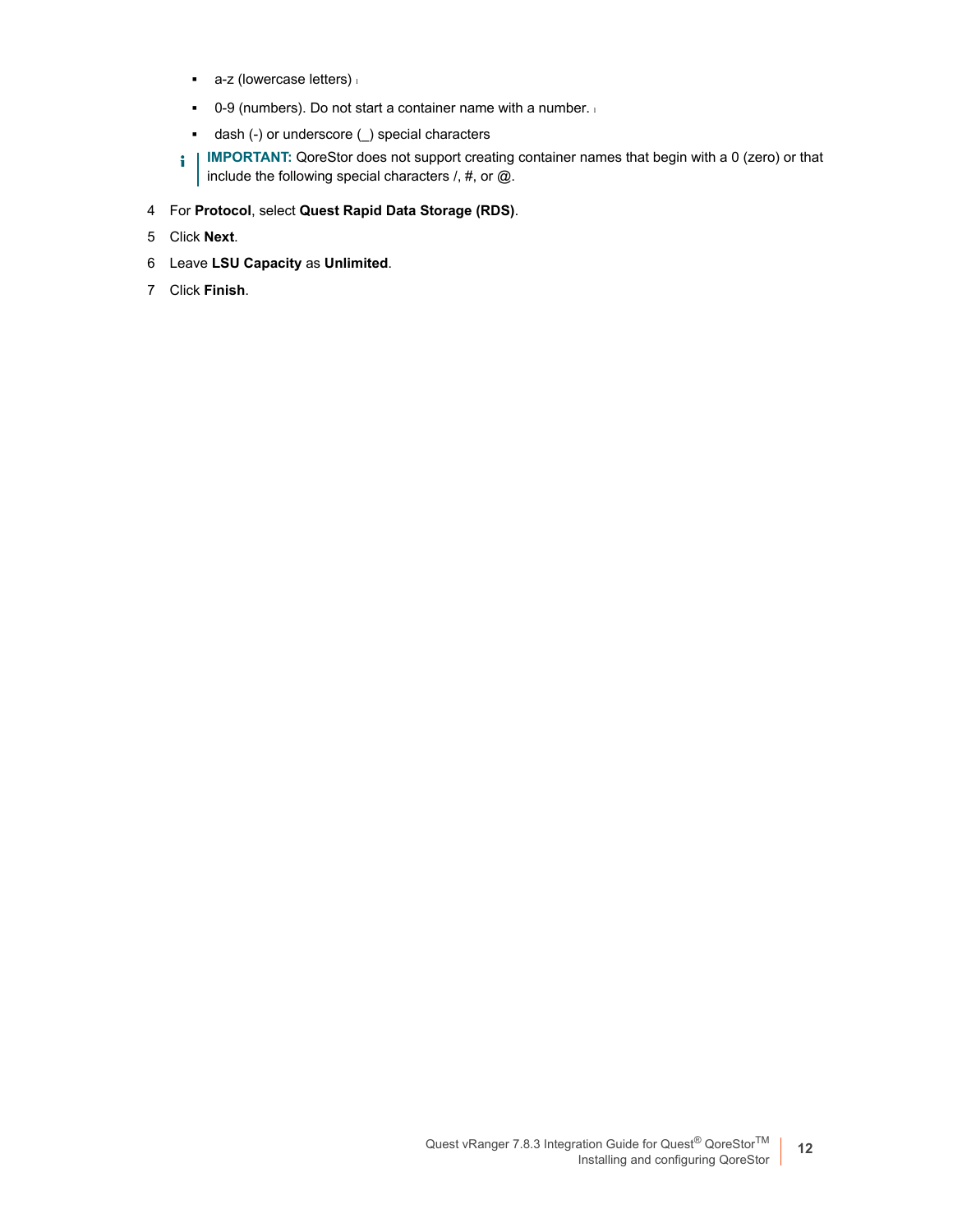- a-z (lowercase letters)
   - 0-9 (numbers). Do not start a container name with a number.
   - dash (-) or underscore (_) special characters

> **IMPORTANT:** QoreStor does not support creating container names that begin with a 0 (zero) or that include the following special characters /, #, or @.

4. For **Protocol**, select **Quest Rapid Data Storage (RDS)**.
5. Click **Next**.
6. Leave **LSU Capacity** as **Unlimited**.
7. Click **Finish**.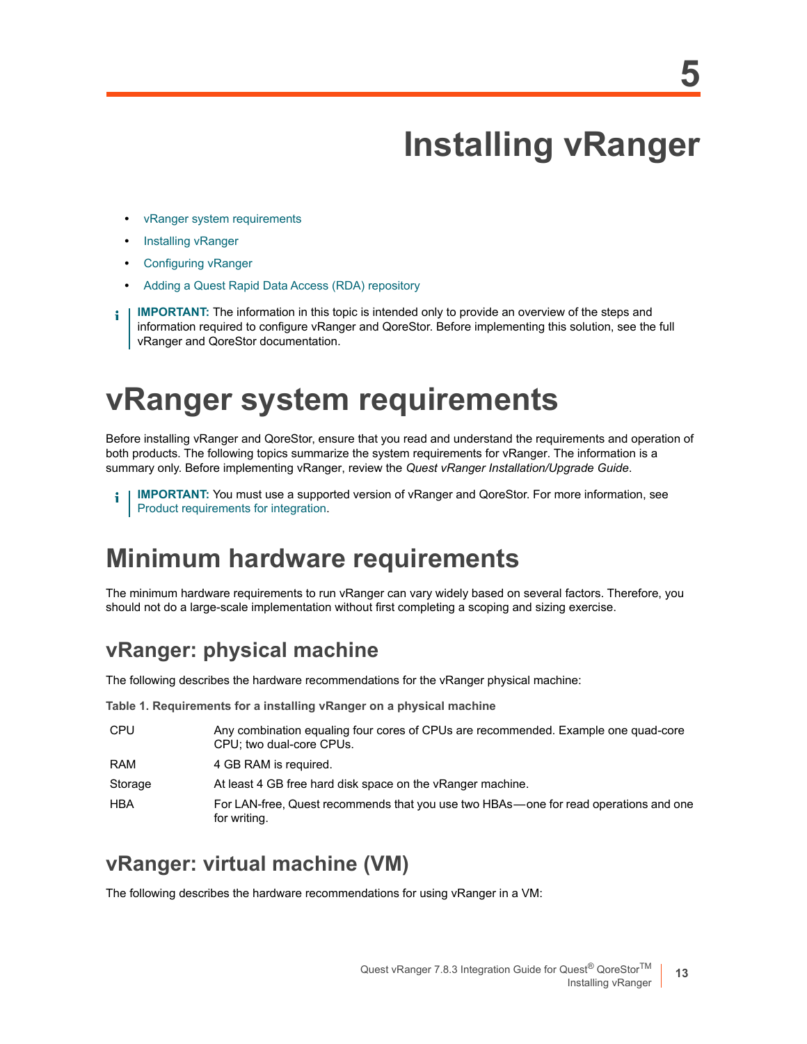# 5 Installing vRanger

- vRanger system requirements
- Installing vRanger
- Configuring vRanger
- Adding a Quest Rapid Data Access (RDA) repository

> **IMPORTANT:** The information in this topic is intended only to provide an overview of the steps and information required to configure vRanger and QoreStor. Before implementing this solution, see the full vRanger and QoreStor documentation.

# vRanger system requirements

Before installing vRanger and QoreStor, ensure that you read and understand the requirements and operation of both products. The following topics summarize the system requirements for vRanger. The information is a summary only. Before implementing vRanger, review the *Quest vRanger Installation/Upgrade Guide*.

> **IMPORTANT:** You must use a supported version of vRanger and QoreStor. For more information, see Product requirements for integration.

## Minimum hardware requirements

The minimum hardware requirements to run vRanger can vary widely based on several factors. Therefore, you should not do a large-scale implementation without first completing a scoping and sizing exercise.

### vRanger: physical machine

The following describes the hardware recommendations for the vRanger physical machine:

**Table 1. Requirements for a installing vRanger on a physical machine**

| | |
|---|---|
| CPU | Any combination equaling four cores of CPUs are recommended. Example one quad-core CPU; two dual-core CPUs. |
| RAM | 4 GB RAM is required. |
| Storage | At least 4 GB free hard disk space on the vRanger machine. |
| HBA | For LAN-free, Quest recommends that you use two HBAs—one for read operations and one for writing. |

### vRanger: virtual machine (VM)

The following describes the hardware recommendations for using vRanger in a VM: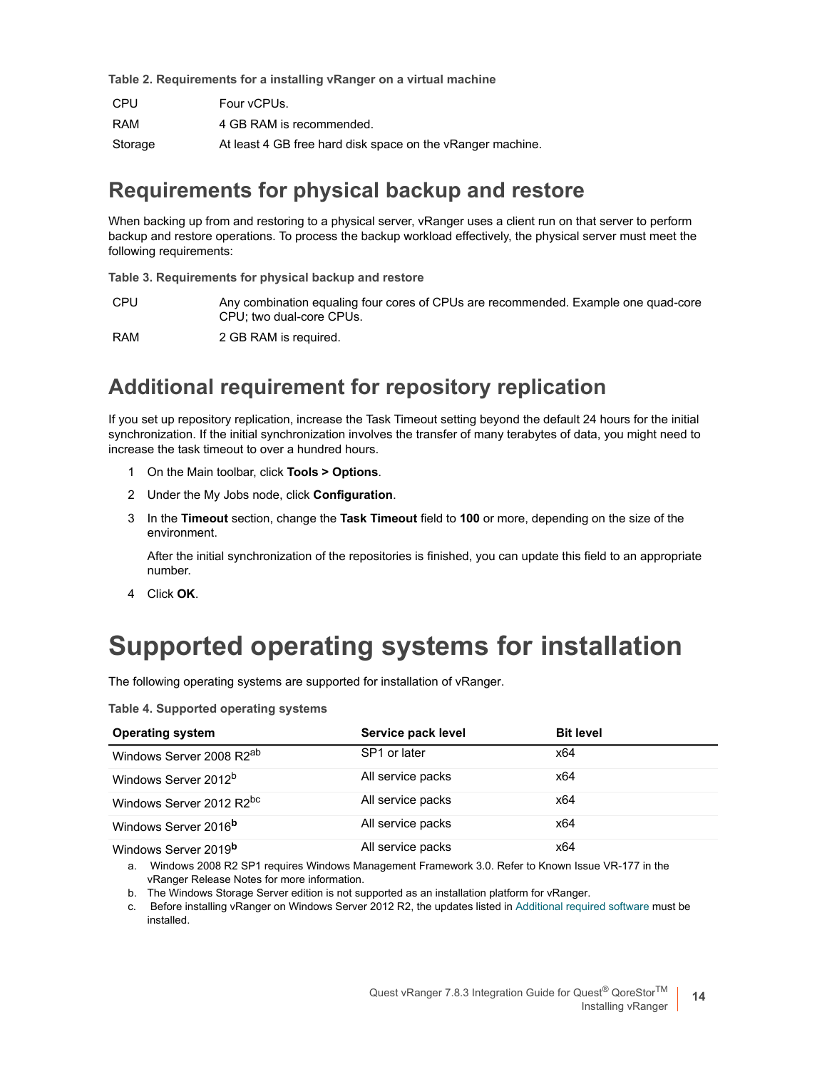**Table 2. Requirements for a installing vRanger on a virtual machine**

| | |
|---|---|
| CPU | Four vCPUs. |
| RAM | 4 GB RAM is recommended. |
| Storage | At least 4 GB free hard disk space on the vRanger machine. |

## Requirements for physical backup and restore

When backing up from and restoring to a physical server, vRanger uses a client run on that server to perform backup and restore operations. To process the backup workload effectively, the physical server must meet the following requirements:

**Table 3. Requirements for physical backup and restore**

| | |
|---|---|
| CPU | Any combination equaling four cores of CPUs are recommended. Example one quad-core CPU; two dual-core CPUs. |
| RAM | 2 GB RAM is required. |

## Additional requirement for repository replication

If you set up repository replication, increase the Task Timeout setting beyond the default 24 hours for the initial synchronization. If the initial synchronization involves the transfer of many terabytes of data, you might need to increase the task timeout to over a hundred hours.

1. On the Main toolbar, click **Tools > Options**.
2. Under the My Jobs node, click **Configuration**.
3. In the **Timeout** section, change the **Task Timeout** field to **100** or more, depending on the size of the environment.

   After the initial synchronization of the repositories is finished, you can update this field to an appropriate number.
4. Click **OK**.

# Supported operating systems for installation

The following operating systems are supported for installation of vRanger.

**Table 4. Supported operating systems**

| Operating system | Service pack level | Bit level |
|---|---|---|
| Windows Server 2008 R2[ab] | SP1 or later | x64 |
| Windows Server 2012[b] | All service packs | x64 |
| Windows Server 2012 R2[bc] | All service packs | x64 |
| Windows Server 2016[b] | All service packs | x64 |
| Windows Server 2019[b] | All service packs | x64 |

a. Windows 2008 R2 SP1 requires Windows Management Framework 3.0. Refer to Known Issue VR-177 in the vRanger Release Notes for more information.

b. The Windows Storage Server edition is not supported as an installation platform for vRanger.

c. Before installing vRanger on Windows Server 2012 R2, the updates listed in Additional required software must be installed.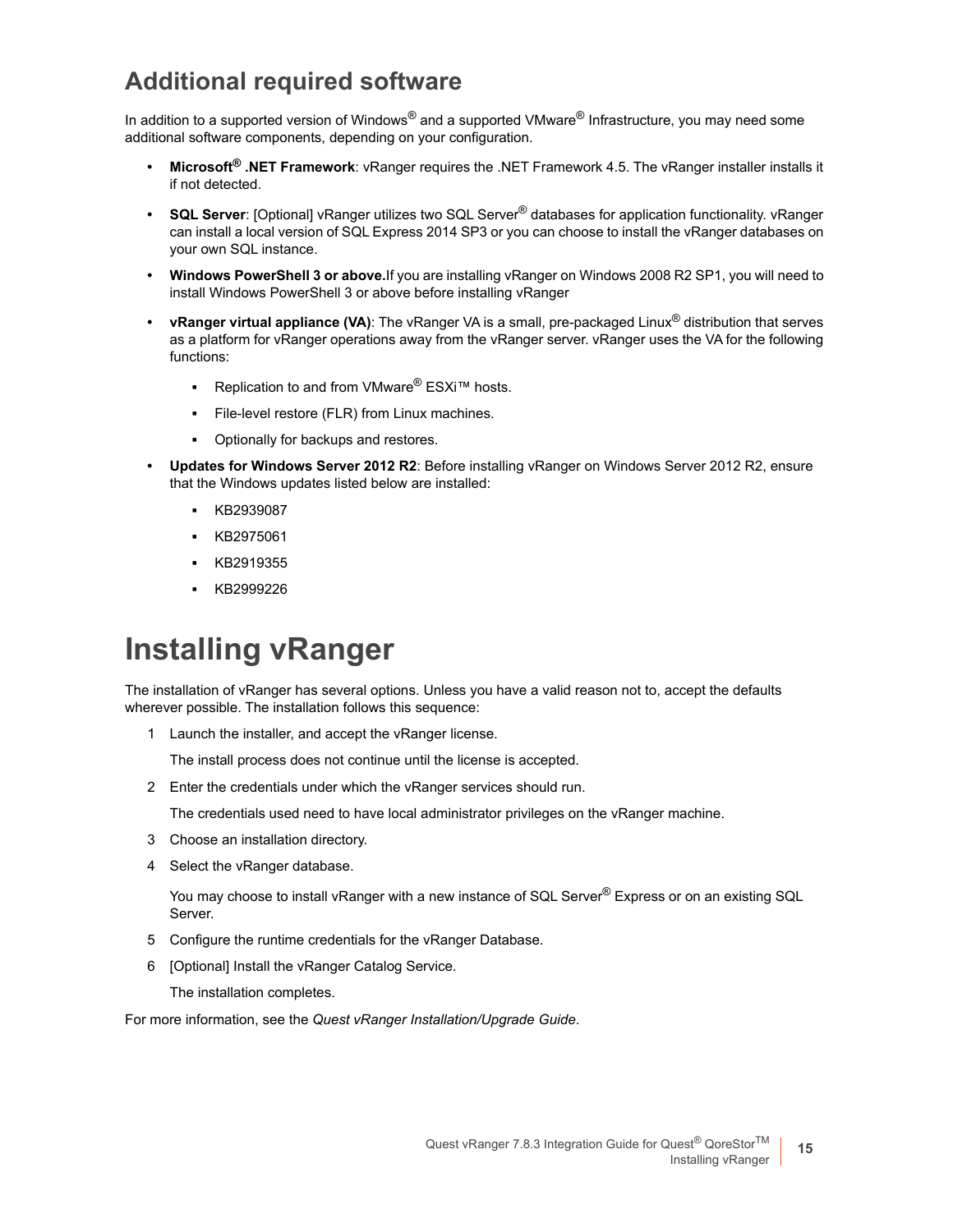## Additional required software

In addition to a supported version of Windows® and a supported VMware® Infrastructure, you may need some additional software components, depending on your configuration.

- **Microsoft® .NET Framework**: vRanger requires the .NET Framework 4.5. The vRanger installer installs it if not detected.
- **SQL Server**: [Optional] vRanger utilizes two SQL Server® databases for application functionality. vRanger can install a local version of SQL Express 2014 SP3 or you can choose to install the vRanger databases on your own SQL instance.
- **Windows PowerShell 3 or above.** If you are installing vRanger on Windows 2008 R2 SP1, you will need to install Windows PowerShell 3 or above before installing vRanger
- **vRanger virtual appliance (VA)**: The vRanger VA is a small, pre-packaged Linux® distribution that serves as a platform for vRanger operations away from the vRanger server. vRanger uses the VA for the following functions:
  - Replication to and from VMware® ESXi™ hosts.
  - File-level restore (FLR) from Linux machines.
  - Optionally for backups and restores.
- **Updates for Windows Server 2012 R2**: Before installing vRanger on Windows Server 2012 R2, ensure that the Windows updates listed below are installed:
  - KB2939087
  - KB2975061
  - KB2919355
  - KB2999226

# Installing vRanger

The installation of vRanger has several options. Unless you have a valid reason not to, accept the defaults wherever possible. The installation follows this sequence:

1. Launch the installer, and accept the vRanger license.

   The install process does not continue until the license is accepted.

2. Enter the credentials under which the vRanger services should run.

   The credentials used need to have local administrator privileges on the vRanger machine.

3. Choose an installation directory.
4. Select the vRanger database.

   You may choose to install vRanger with a new instance of SQL Server® Express or on an existing SQL Server.

5. Configure the runtime credentials for the vRanger Database.
6. [Optional] Install the vRanger Catalog Service.

   The installation completes.

For more information, see the *Quest vRanger Installation/Upgrade Guide*.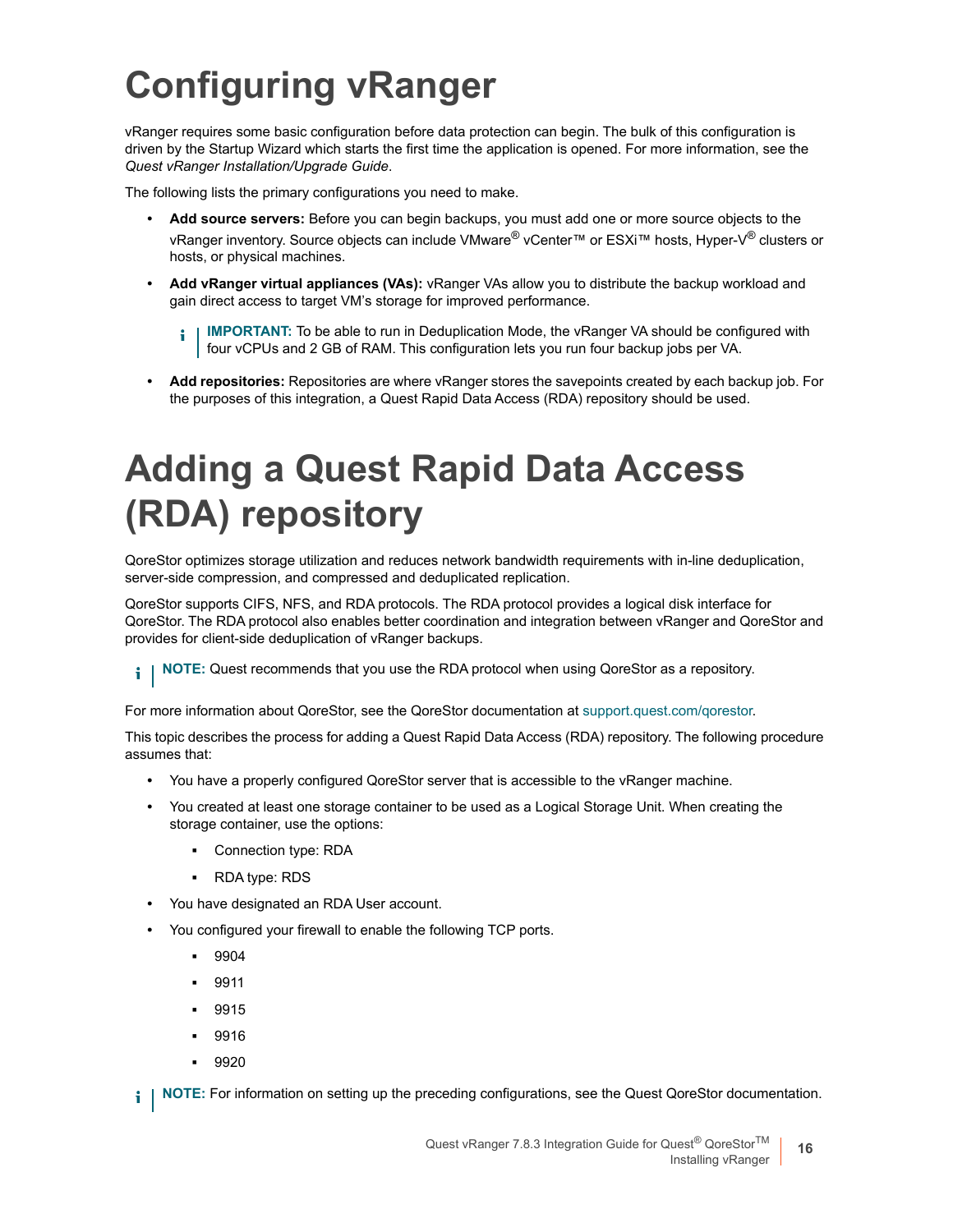# Configuring vRanger

vRanger requires some basic configuration before data protection can begin. The bulk of this configuration is driven by the Startup Wizard which starts the first time the application is opened. For more information, see the *Quest vRanger Installation/Upgrade Guide*.

The following lists the primary configurations you need to make.

- **Add source servers:** Before you can begin backups, you must add one or more source objects to the vRanger inventory. Source objects can include VMware® vCenter™ or ESXi™ hosts, Hyper-V® clusters or hosts, or physical machines.
- **Add vRanger virtual appliances (VAs):** vRanger VAs allow you to distribute the backup workload and gain direct access to target VM's storage for improved performance.

  **IMPORTANT:** To be able to run in Deduplication Mode, the vRanger VA should be configured with four vCPUs and 2 GB of RAM. This configuration lets you run four backup jobs per VA.

- **Add repositories:** Repositories are where vRanger stores the savepoints created by each backup job. For the purposes of this integration, a Quest Rapid Data Access (RDA) repository should be used.

# Adding a Quest Rapid Data Access (RDA) repository

QoreStor optimizes storage utilization and reduces network bandwidth requirements with in-line deduplication, server-side compression, and compressed and deduplicated replication.

QoreStor supports CIFS, NFS, and RDA protocols. The RDA protocol provides a logical disk interface for QoreStor. The RDA protocol also enables better coordination and integration between vRanger and QoreStor and provides for client-side deduplication of vRanger backups.

**NOTE:** Quest recommends that you use the RDA protocol when using QoreStor as a repository.

For more information about QoreStor, see the QoreStor documentation at support.quest.com/qorestor.

This topic describes the process for adding a Quest Rapid Data Access (RDA) repository. The following procedure assumes that:

- You have a properly configured QoreStor server that is accessible to the vRanger machine.
- You created at least one storage container to be used as a Logical Storage Unit. When creating the storage container, use the options:
  - Connection type: RDA
  - RDA type: RDS
- You have designated an RDA User account.
- You configured your firewall to enable the following TCP ports.
  - 9904
  - 9911
  - 9915
  - 9916
  - 9920

**NOTE:** For information on setting up the preceding configurations, see the Quest QoreStor documentation.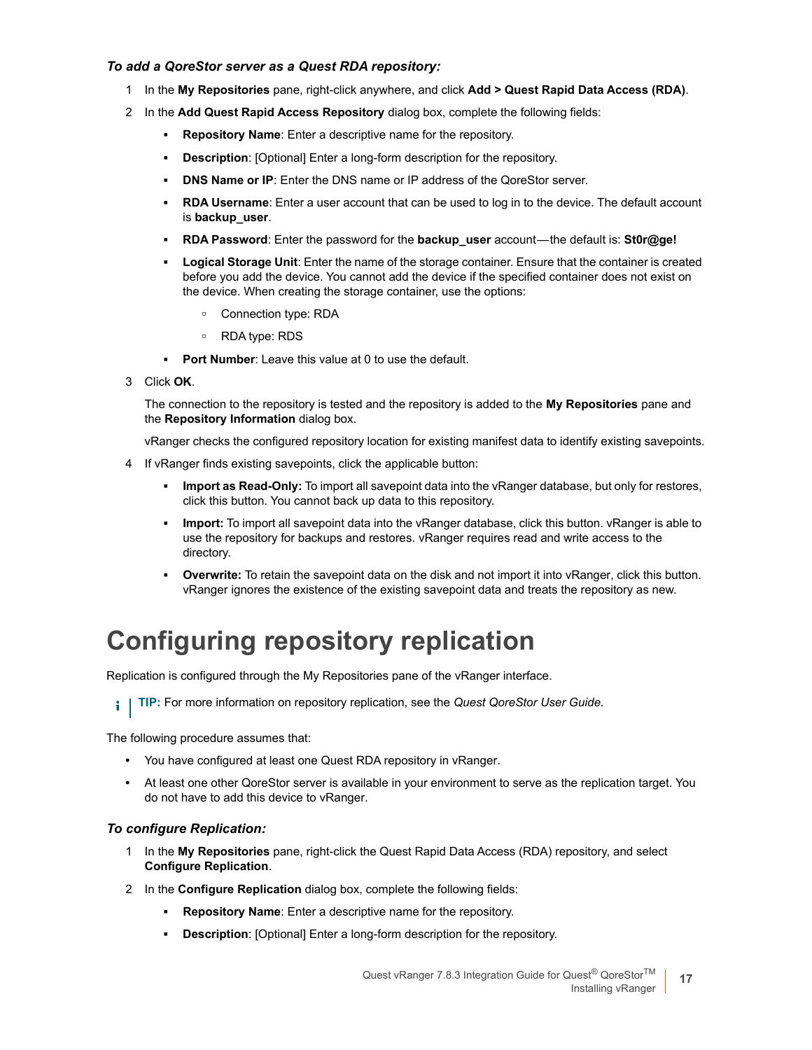*To add a QoreStor server as a Quest RDA repository:*

1 In the **My Repositories** pane, right-click anywhere, and click **Add > Quest Rapid Data Access (RDA)**.

2 In the **Add Quest Rapid Access Repository** dialog box, complete the following fields:

- **Repository Name**: Enter a descriptive name for the repository.
- **Description**: [Optional] Enter a long-form description for the repository.
- **DNS Name or IP**: Enter the DNS name or IP address of the QoreStor server.
- **RDA Username**: Enter a user account that can be used to log in to the device. The default account is **backup_user**.
- **RDA Password**: Enter the password for the **backup_user** account—the default is: **St0r@ge!**
- **Logical Storage Unit**: Enter the name of the storage container. Ensure that the container is created before you add the device. You cannot add the device if the specified container does not exist on the device. When creating the storage container, use the options:
  - Connection type: RDA
  - RDA type: RDS
- **Port Number**: Leave this value at 0 to use the default.

3 Click **OK**.

The connection to the repository is tested and the repository is added to the **My Repositories** pane and the **Repository Information** dialog box.

vRanger checks the configured repository location for existing manifest data to identify existing savepoints.

4 If vRanger finds existing savepoints, click the applicable button:

- **Import as Read-Only:** To import all savepoint data into the vRanger database, but only for restores, click this button. You cannot back up data to this repository.
- **Import:** To import all savepoint data into the vRanger database, click this button. vRanger is able to use the repository for backups and restores. vRanger requires read and write access to the directory.
- **Overwrite:** To retain the savepoint data on the disk and not import it into vRanger, click this button. vRanger ignores the existence of the existing savepoint data and treats the repository as new.

# Configuring repository replication

Replication is configured through the My Repositories pane of the vRanger interface.

**TIP:** For more information on repository replication, see the *Quest QoreStor User Guide.*

The following procedure assumes that:

- You have configured at least one Quest RDA repository in vRanger.
- At least one other QoreStor server is available in your environment to serve as the replication target. You do not have to add this device to vRanger.

*To configure Replication:*

1 In the **My Repositories** pane, right-click the Quest Rapid Data Access (RDA) repository, and select **Configure Replication**.

2 In the **Configure Replication** dialog box, complete the following fields:

- **Repository Name**: Enter a descriptive name for the repository.
- **Description**: [Optional] Enter a long-form description for the repository.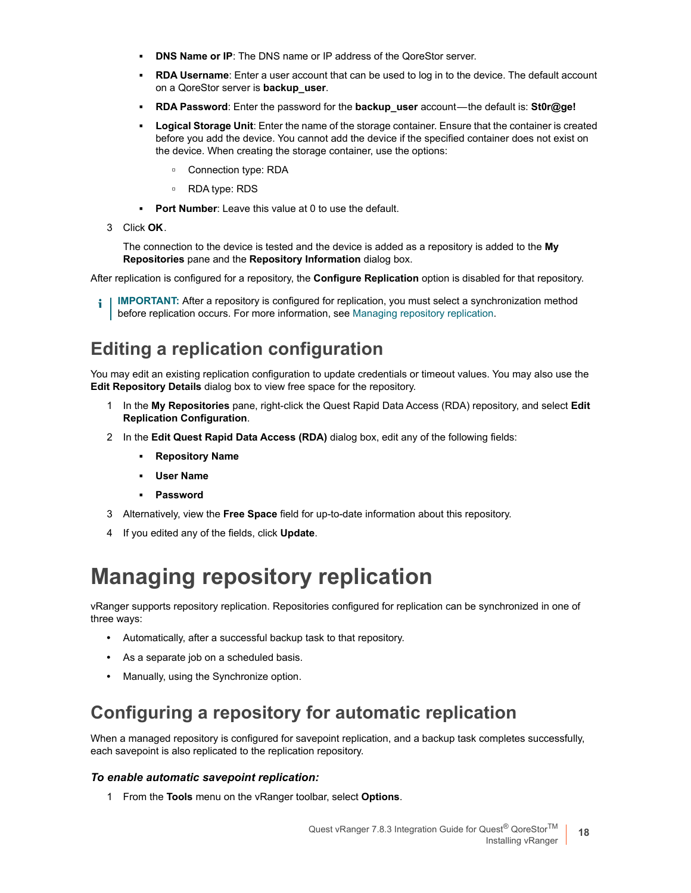- **DNS Name or IP**: The DNS name or IP address of the QoreStor server.
- **RDA Username**: Enter a user account that can be used to log in to the device. The default account on a QoreStor server is **backup_user**.
- **RDA Password**: Enter the password for the **backup_user** account—the default is: **St0r@ge!**
- **Logical Storage Unit**: Enter the name of the storage container. Ensure that the container is created before you add the device. You cannot add the device if the specified container does not exist on the device. When creating the storage container, use the options:
  - Connection type: RDA
  - RDA type: RDS
- **Port Number**: Leave this value at 0 to use the default.

3 Click **OK**.

The connection to the device is tested and the device is added as a repository is added to the **My Repositories** pane and the **Repository Information** dialog box.

After replication is configured for a repository, the **Configure Replication** option is disabled for that repository.

**IMPORTANT:** After a repository is configured for replication, you must select a synchronization method before replication occurs. For more information, see Managing repository replication.

## Editing a replication configuration

You may edit an existing replication configuration to update credentials or timeout values. You may also use the **Edit Repository Details** dialog box to view free space for the repository.

1. In the **My Repositories** pane, right-click the Quest Rapid Data Access (RDA) repository, and select **Edit Replication Configuration**.
2. In the **Edit Quest Rapid Data Access (RDA)** dialog box, edit any of the following fields:
   - **Repository Name**
   - **User Name**
   - **Password**
3. Alternatively, view the **Free Space** field for up-to-date information about this repository.
4. If you edited any of the fields, click **Update**.

# Managing repository replication

vRanger supports repository replication. Repositories configured for replication can be synchronized in one of three ways:

- Automatically, after a successful backup task to that repository.
- As a separate job on a scheduled basis.
- Manually, using the Synchronize option.

## Configuring a repository for automatic replication

When a managed repository is configured for savepoint replication, and a backup task completes successfully, each savepoint is also replicated to the replication repository.

***To enable automatic savepoint replication:***

1. From the **Tools** menu on the vRanger toolbar, select **Options**.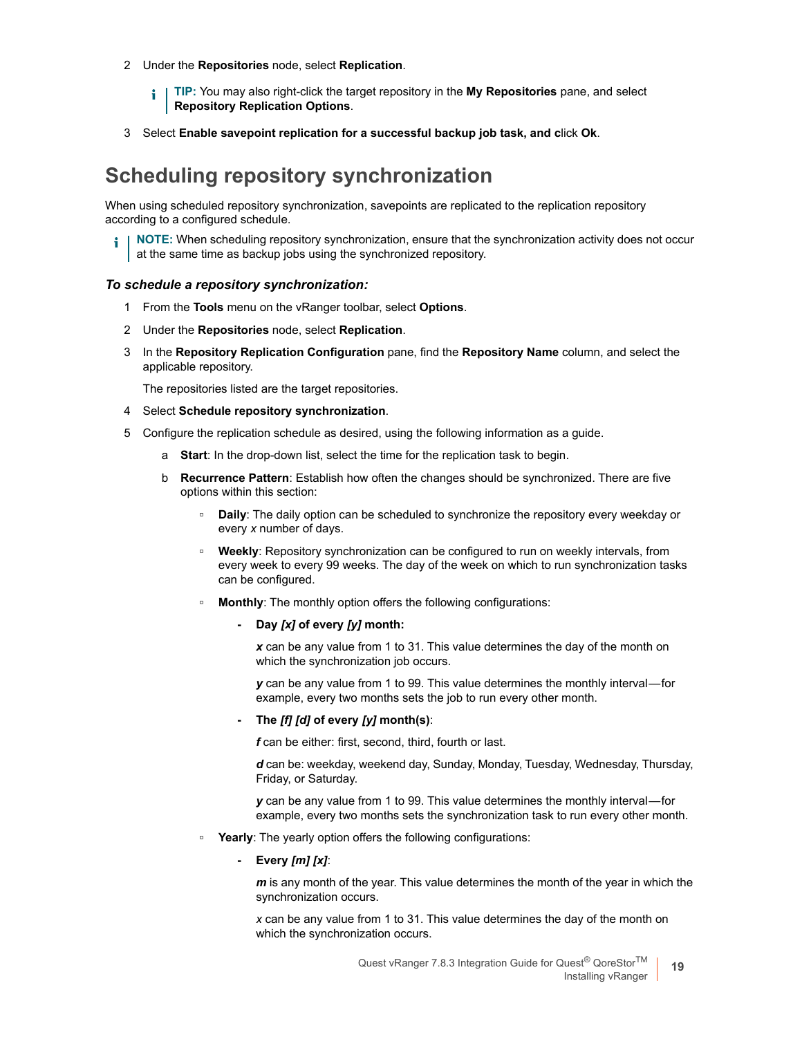2. Under the **Repositories** node, select **Replication**.

   > **TIP:** You may also right-click the target repository in the **My Repositories** pane, and select **Repository Replication Options**.

3. Select **Enable savepoint replication for a successful backup job task, and c**lick **Ok**.

## Scheduling repository synchronization

When using scheduled repository synchronization, savepoints are replicated to the replication repository according to a configured schedule.

> **NOTE:** When scheduling repository synchronization, ensure that the synchronization activity does not occur at the same time as backup jobs using the synchronized repository.

### *To schedule a repository synchronization:*

1. From the **Tools** menu on the vRanger toolbar, select **Options**.
2. Under the **Repositories** node, select **Replication**.
3. In the **Repository Replication Configuration** pane, find the **Repository Name** column, and select the applicable repository.

   The repositories listed are the target repositories.

4. Select **Schedule repository synchronization**.
5. Configure the replication schedule as desired, using the following information as a guide.

   a. **Start**: In the drop-down list, select the time for the replication task to begin.

   b. **Recurrence Pattern**: Establish how often the changes should be synchronized. There are five options within this section:

      - **Daily**: The daily option can be scheduled to synchronize the repository every weekday or every *x* number of days.
      - **Weekly**: Repository synchronization can be configured to run on weekly intervals, from every week to every 99 weeks. The day of the week on which to run synchronization tasks can be configured.
      - **Monthly**: The monthly option offers the following configurations:
         - **Day *[x]* of every *[y]* month:**

           ***x*** can be any value from 1 to 31. This value determines the day of the month on which the synchronization job occurs.

           ***y*** can be any value from 1 to 99. This value determines the monthly interval—for example, every two months sets the job to run every other month.

         - **The *[f] [d]* of every *[y]* month(s)**:

           ***f*** can be either: first, second, third, fourth or last.

           ***d*** can be: weekday, weekend day, Sunday, Monday, Tuesday, Wednesday, Thursday, Friday, or Saturday.

           ***y*** can be any value from 1 to 99. This value determines the monthly interval—for example, every two months sets the synchronization task to run every other month.

      - **Yearly**: The yearly option offers the following configurations:
         - **Every *[m] [x]***:

           ***m*** is any month of the year. This value determines the month of the year in which the synchronization occurs.

           *x* can be any value from 1 to 31. This value determines the day of the month on which the synchronization occurs.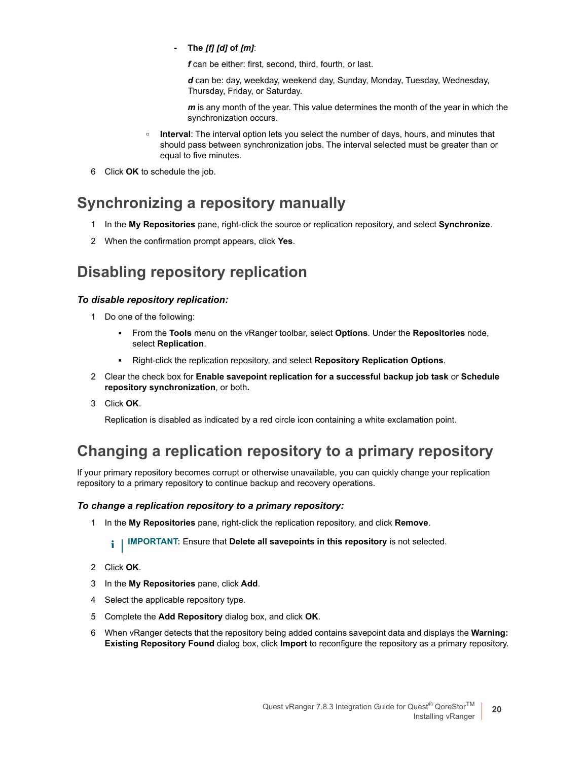- **The *[f] [d]* of *[m]***:

  ***f*** can be either: first, second, third, fourth, or last.

  ***d*** can be: day, weekday, weekend day, Sunday, Monday, Tuesday, Wednesday, Thursday, Friday, or Saturday.

  ***m*** is any month of the year. This value determines the month of the year in which the synchronization occurs.

- **Interval**: The interval option lets you select the number of days, hours, and minutes that should pass between synchronization jobs. The interval selected must be greater than or equal to five minutes.

6 Click **OK** to schedule the job.

## Synchronizing a repository manually

1 In the **My Repositories** pane, right-click the source or replication repository, and select **Synchronize**.

2 When the confirmation prompt appears, click **Yes**.

## Disabling repository replication

### *To disable repository replication:*

1 Do one of the following:

- From the **Tools** menu on the vRanger toolbar, select **Options**. Under the **Repositories** node, select **Replication**.
- Right-click the replication repository, and select **Repository Replication Options**.

2 Clear the check box for **Enable savepoint replication for a successful backup job task** or **Schedule repository synchronization**, or both**.**

3 Click **OK**.

Replication is disabled as indicated by a red circle icon containing a white exclamation point.

## Changing a replication repository to a primary repository

If your primary repository becomes corrupt or otherwise unavailable, you can quickly change your replication repository to a primary repository to continue backup and recovery operations.

### *To change a replication repository to a primary repository:*

1 In the **My Repositories** pane, right-click the replication repository, and click **Remove**.

**IMPORTANT:** Ensure that **Delete all savepoints in this repository** is not selected.

2 Click **OK**.

3 In the **My Repositories** pane, click **Add**.

4 Select the applicable repository type.

5 Complete the **Add Repository** dialog box, and click **OK**.

6 When vRanger detects that the repository being added contains savepoint data and displays the **Warning: Existing Repository Found** dialog box, click **Import** to reconfigure the repository as a primary repository.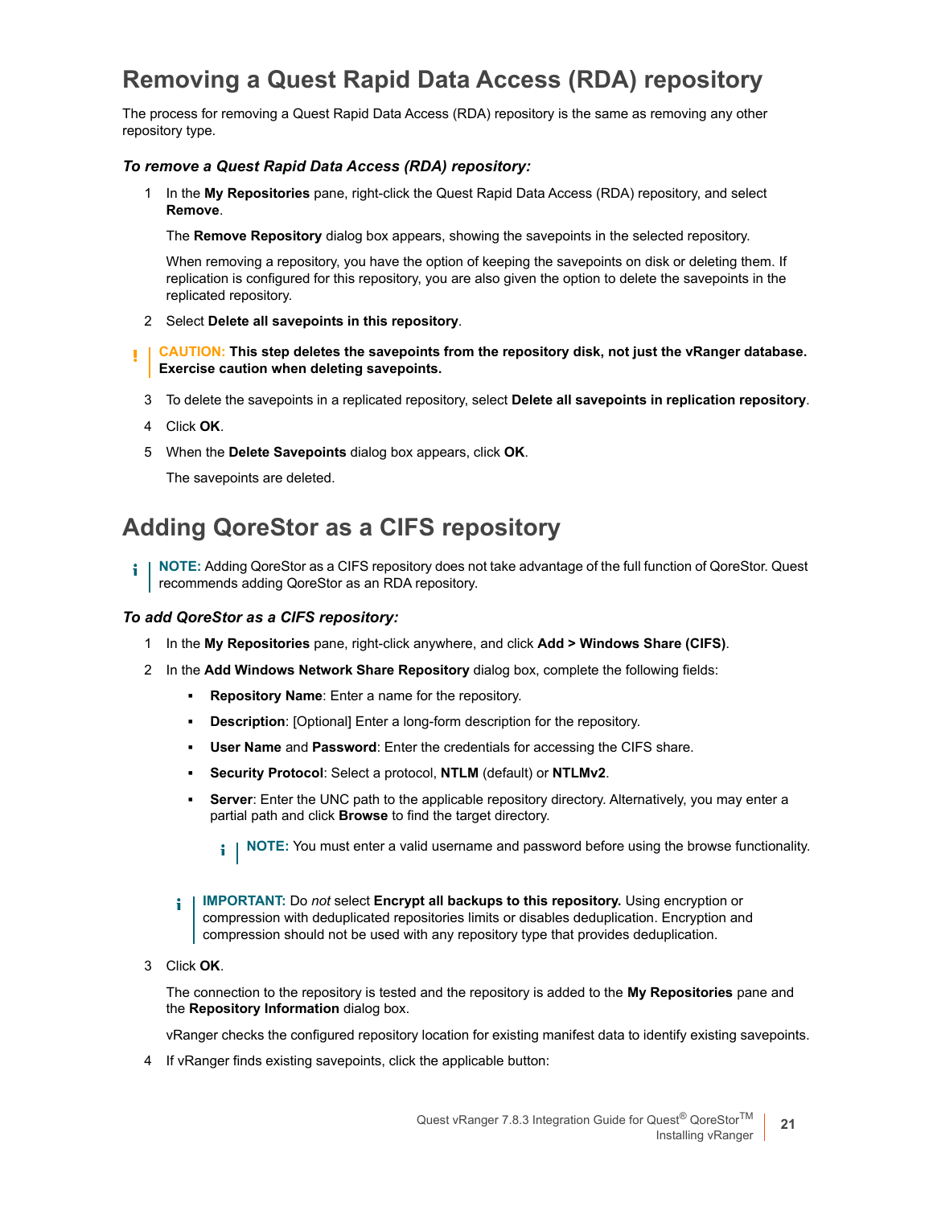## Removing a Quest Rapid Data Access (RDA) repository

The process for removing a Quest Rapid Data Access (RDA) repository is the same as removing any other repository type.

***To remove a Quest Rapid Data Access (RDA) repository:***

1. In the **My Repositories** pane, right-click the Quest Rapid Data Access (RDA) repository, and select **Remove**.

   The **Remove Repository** dialog box appears, showing the savepoints in the selected repository.

   When removing a repository, you have the option of keeping the savepoints on disk or deleting them. If replication is configured for this repository, you are also given the option to delete the savepoints in the replicated repository.

2. Select **Delete all savepoints in this repository**.

> **CAUTION: This step deletes the savepoints from the repository disk, not just the vRanger database. Exercise caution when deleting savepoints.**

3. To delete the savepoints in a replicated repository, select **Delete all savepoints in replication repository**.
4. Click **OK**.
5. When the **Delete Savepoints** dialog box appears, click **OK**.

   The savepoints are deleted.

## Adding QoreStor as a CIFS repository

> **NOTE:** Adding QoreStor as a CIFS repository does not take advantage of the full function of QoreStor. Quest recommends adding QoreStor as an RDA repository.

***To add QoreStor as a CIFS repository:***

1. In the **My Repositories** pane, right-click anywhere, and click **Add > Windows Share (CIFS)**.
2. In the **Add Windows Network Share Repository** dialog box, complete the following fields:
   - **Repository Name**: Enter a name for the repository.
   - **Description**: [Optional] Enter a long-form description for the repository.
   - **User Name** and **Password**: Enter the credentials for accessing the CIFS share.
   - **Security Protocol**: Select a protocol, **NTLM** (default) or **NTLMv2**.
   - **Server**: Enter the UNC path to the applicable repository directory. Alternatively, you may enter a partial path and click **Browse** to find the target directory.

     > **NOTE:** You must enter a valid username and password before using the browse functionality.

   > **IMPORTANT:** Do *not* select **Encrypt all backups to this repository.** Using encryption or compression with deduplicated repositories limits or disables deduplication. Encryption and compression should not be used with any repository type that provides deduplication.

3. Click **OK**.

   The connection to the repository is tested and the repository is added to the **My Repositories** pane and the **Repository Information** dialog box.

   vRanger checks the configured repository location for existing manifest data to identify existing savepoints.

4. If vRanger finds existing savepoints, click the applicable button: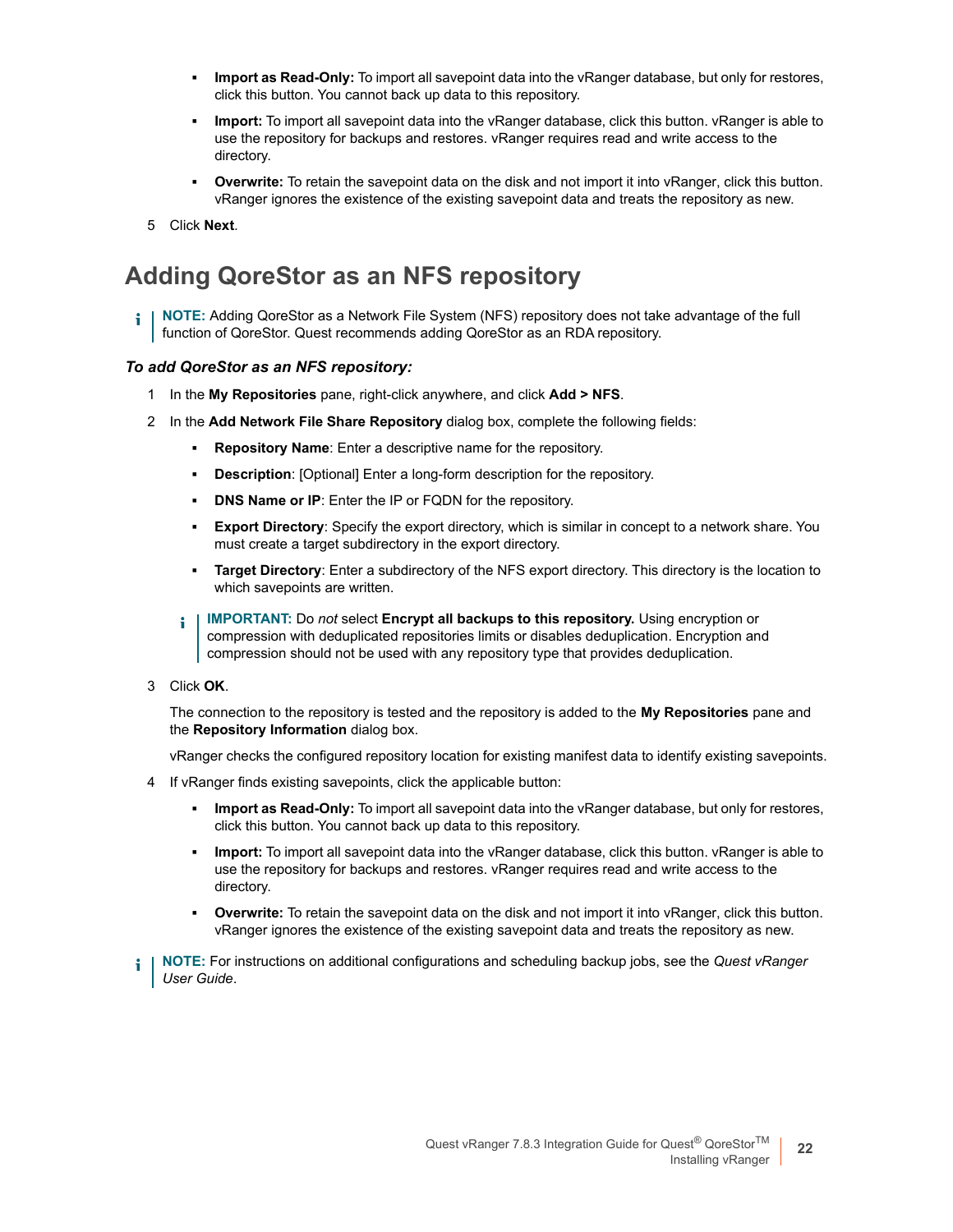- **Import as Read-Only:** To import all savepoint data into the vRanger database, but only for restores, click this button. You cannot back up data to this repository.
- **Import:** To import all savepoint data into the vRanger database, click this button. vRanger is able to use the repository for backups and restores. vRanger requires read and write access to the directory.
- **Overwrite:** To retain the savepoint data on the disk and not import it into vRanger, click this button. vRanger ignores the existence of the existing savepoint data and treats the repository as new.

5 Click **Next**.

## Adding QoreStor as an NFS repository

> **NOTE:** Adding QoreStor as a Network File System (NFS) repository does not take advantage of the full function of QoreStor. Quest recommends adding QoreStor as an RDA repository.

### *To add QoreStor as an NFS repository:*

1 In the **My Repositories** pane, right-click anywhere, and click **Add > NFS**.

2 In the **Add Network File Share Repository** dialog box, complete the following fields:

- **Repository Name**: Enter a descriptive name for the repository.
- **Description**: [Optional] Enter a long-form description for the repository.
- **DNS Name or IP**: Enter the IP or FQDN for the repository.
- **Export Directory**: Specify the export directory, which is similar in concept to a network share. You must create a target subdirectory in the export directory.
- **Target Directory**: Enter a subdirectory of the NFS export directory. This directory is the location to which savepoints are written.

> **IMPORTANT:** Do *not* select **Encrypt all backups to this repository.** Using encryption or compression with deduplicated repositories limits or disables deduplication. Encryption and compression should not be used with any repository type that provides deduplication.

3 Click **OK**.

The connection to the repository is tested and the repository is added to the **My Repositories** pane and the **Repository Information** dialog box.

vRanger checks the configured repository location for existing manifest data to identify existing savepoints.

4 If vRanger finds existing savepoints, click the applicable button:

- **Import as Read-Only:** To import all savepoint data into the vRanger database, but only for restores, click this button. You cannot back up data to this repository.
- **Import:** To import all savepoint data into the vRanger database, click this button. vRanger is able to use the repository for backups and restores. vRanger requires read and write access to the directory.
- **Overwrite:** To retain the savepoint data on the disk and not import it into vRanger, click this button. vRanger ignores the existence of the existing savepoint data and treats the repository as new.

> **NOTE:** For instructions on additional configurations and scheduling backup jobs, see the *Quest vRanger User Guide*.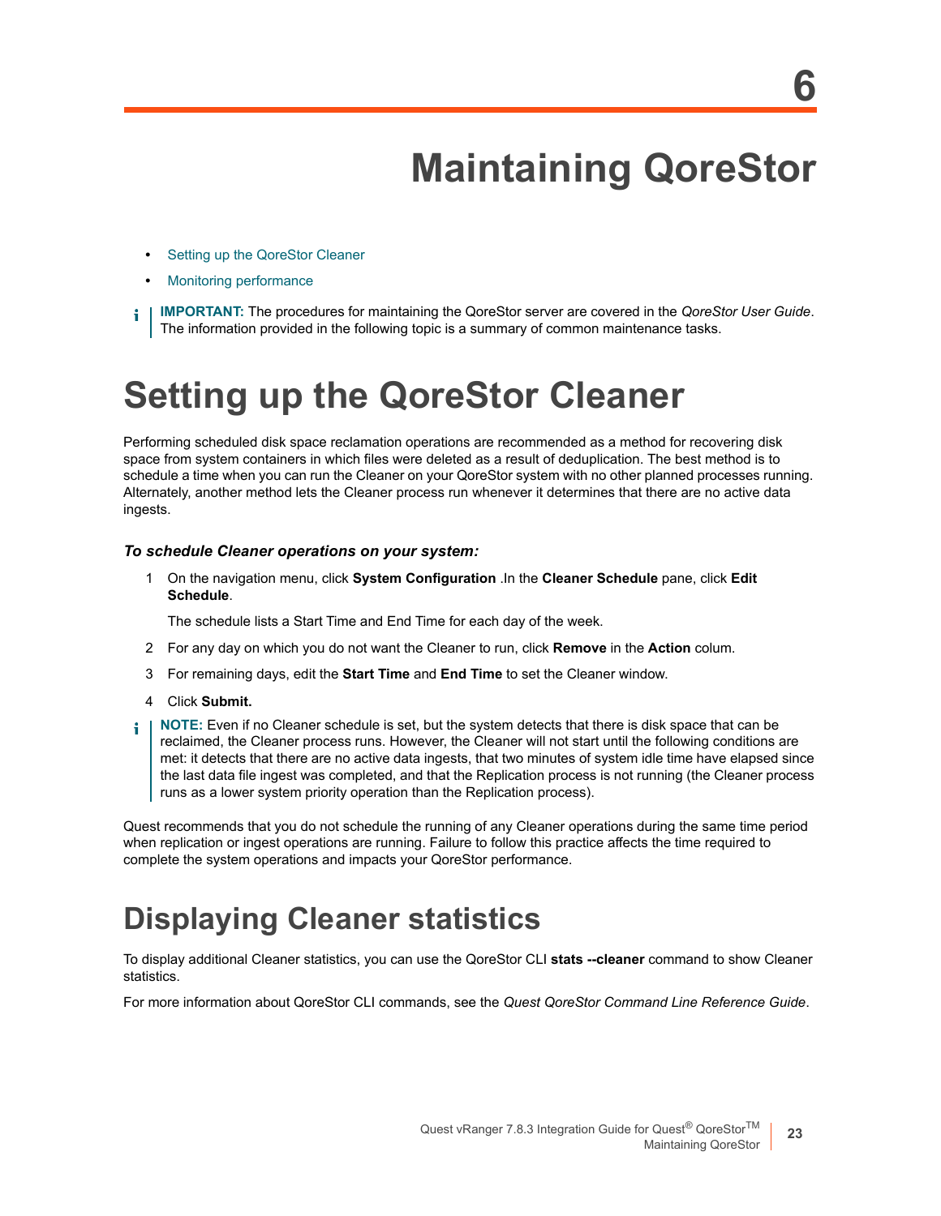# 6

# Maintaining QoreStor

- Setting up the QoreStor Cleaner
- Monitoring performance

> **IMPORTANT:** The procedures for maintaining the QoreStor server are covered in the *QoreStor User Guide*. The information provided in the following topic is a summary of common maintenance tasks.

## Setting up the QoreStor Cleaner

Performing scheduled disk space reclamation operations are recommended as a method for recovering disk space from system containers in which files were deleted as a result of deduplication. The best method is to schedule a time when you can run the Cleaner on your QoreStor system with no other planned processes running. Alternately, another method lets the Cleaner process run whenever it determines that there are no active data ingests.

#### *To schedule Cleaner operations on your system:*

1. On the navigation menu, click **System Configuration** .In the **Cleaner Schedule** pane, click **Edit Schedule**.

   The schedule lists a Start Time and End Time for each day of the week.

2. For any day on which you do not want the Cleaner to run, click **Remove** in the **Action** colum.
3. For remaining days, edit the **Start Time** and **End Time** to set the Cleaner window.
4. Click **Submit.**

> **NOTE:** Even if no Cleaner schedule is set, but the system detects that there is disk space that can be reclaimed, the Cleaner process runs. However, the Cleaner will not start until the following conditions are met: it detects that there are no active data ingests, that two minutes of system idle time have elapsed since the last data file ingest was completed, and that the Replication process is not running (the Cleaner process runs as a lower system priority operation than the Replication process).

Quest recommends that you do not schedule the running of any Cleaner operations during the same time period when replication or ingest operations are running. Failure to follow this practice affects the time required to complete the system operations and impacts your QoreStor performance.

## Displaying Cleaner statistics

To display additional Cleaner statistics, you can use the QoreStor CLI **stats --cleaner** command to show Cleaner statistics.

For more information about QoreStor CLI commands, see the *Quest QoreStor Command Line Reference Guide*.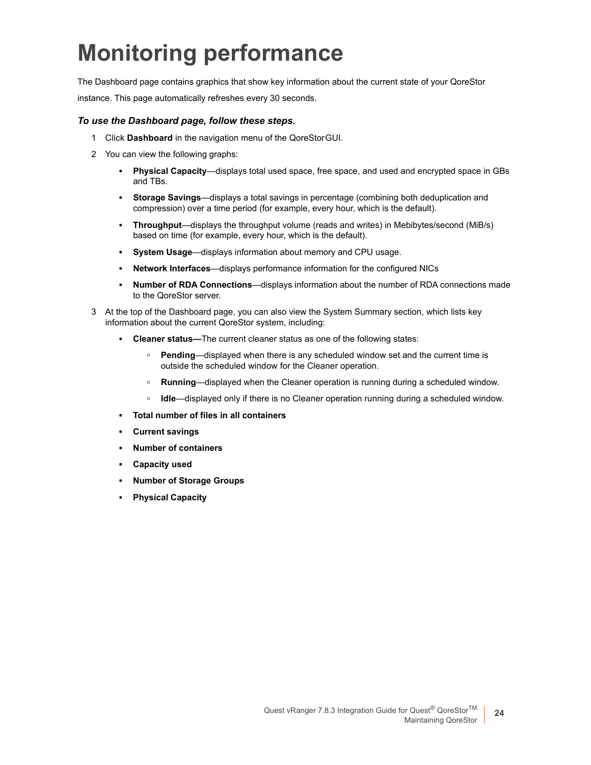# Monitoring performance

The Dashboard page contains graphics that show key information about the current state of your QoreStor instance. This page automatically refreshes every 30 seconds.

***To use the Dashboard page, follow these steps.***

1. Click **Dashboard** in the navigation menu of the QoreStor GUI.
2. You can view the following graphs:
   - **Physical Capacity**—displays total used space, free space, and used and encrypted space in GBs and TBs.
   - **Storage Savings**—displays a total savings in percentage (combining both deduplication and compression) over a time period (for example, every hour, which is the default).
   - **Throughput**—displays the throughput volume (reads and writes) in Mebibytes/second (MiB/s) based on time (for example, every hour, which is the default).
   - **System Usage**—displays information about memory and CPU usage.
   - **Network Interfaces**—displays performance information for the configured NICs
   - **Number of RDA Connections**—displays information about the number of RDA connections made to the QoreStor server.
3. At the top of the Dashboard page, you can also view the System Summary section, which lists key information about the current QoreStor system, including:
   - **Cleaner status—**The current cleaner status as one of the following states:
     - **Pending**—displayed when there is any scheduled window set and the current time is outside the scheduled window for the Cleaner operation.
     - **Running**—displayed when the Cleaner operation is running during a scheduled window.
     - **Idle**—displayed only if there is no Cleaner operation running during a scheduled window.
   - **Total number of files in all containers**
   - **Current savings**
   - **Number of containers**
   - **Capacity used**
   - **Number of Storage Groups**
   - **Physical Capacity**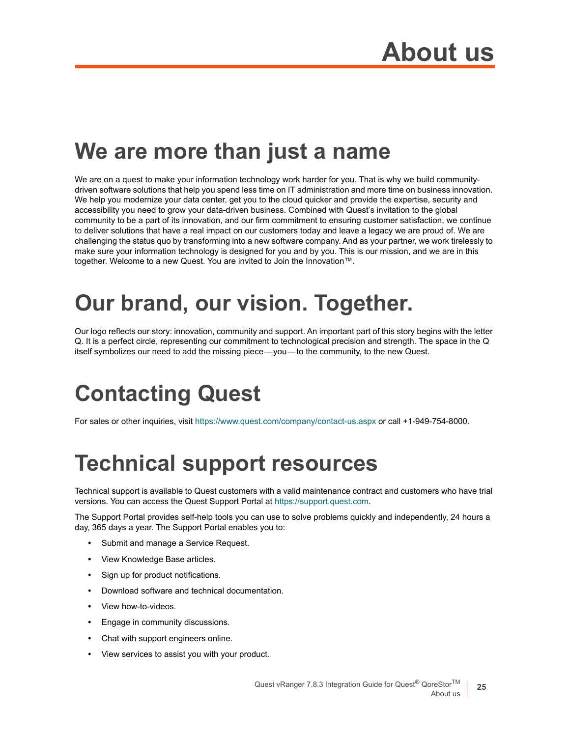# About us

## We are more than just a name

We are on a quest to make your information technology work harder for you. That is why we build community-driven software solutions that help you spend less time on IT administration and more time on business innovation. We help you modernize your data center, get you to the cloud quicker and provide the expertise, security and accessibility you need to grow your data-driven business. Combined with Quest's invitation to the global community to be a part of its innovation, and our firm commitment to ensuring customer satisfaction, we continue to deliver solutions that have a real impact on our customers today and leave a legacy we are proud of. We are challenging the status quo by transforming into a new software company. And as your partner, we work tirelessly to make sure your information technology is designed for you and by you. This is our mission, and we are in this together. Welcome to a new Quest. You are invited to Join the Innovation™.

## Our brand, our vision. Together.

Our logo reflects our story: innovation, community and support. An important part of this story begins with the letter Q. It is a perfect circle, representing our commitment to technological precision and strength. The space in the Q itself symbolizes our need to add the missing piece — you — to the community, to the new Quest.

## Contacting Quest

For sales or other inquiries, visit https://www.quest.com/company/contact-us.aspx or call +1-949-754-8000.

## Technical support resources

Technical support is available to Quest customers with a valid maintenance contract and customers who have trial versions. You can access the Quest Support Portal at https://support.quest.com.

The Support Portal provides self-help tools you can use to solve problems quickly and independently, 24 hours a day, 365 days a year. The Support Portal enables you to:

- Submit and manage a Service Request.
- View Knowledge Base articles.
- Sign up for product notifications.
- Download software and technical documentation.
- View how-to-videos.
- Engage in community discussions.
- Chat with support engineers online.
- View services to assist you with your product.